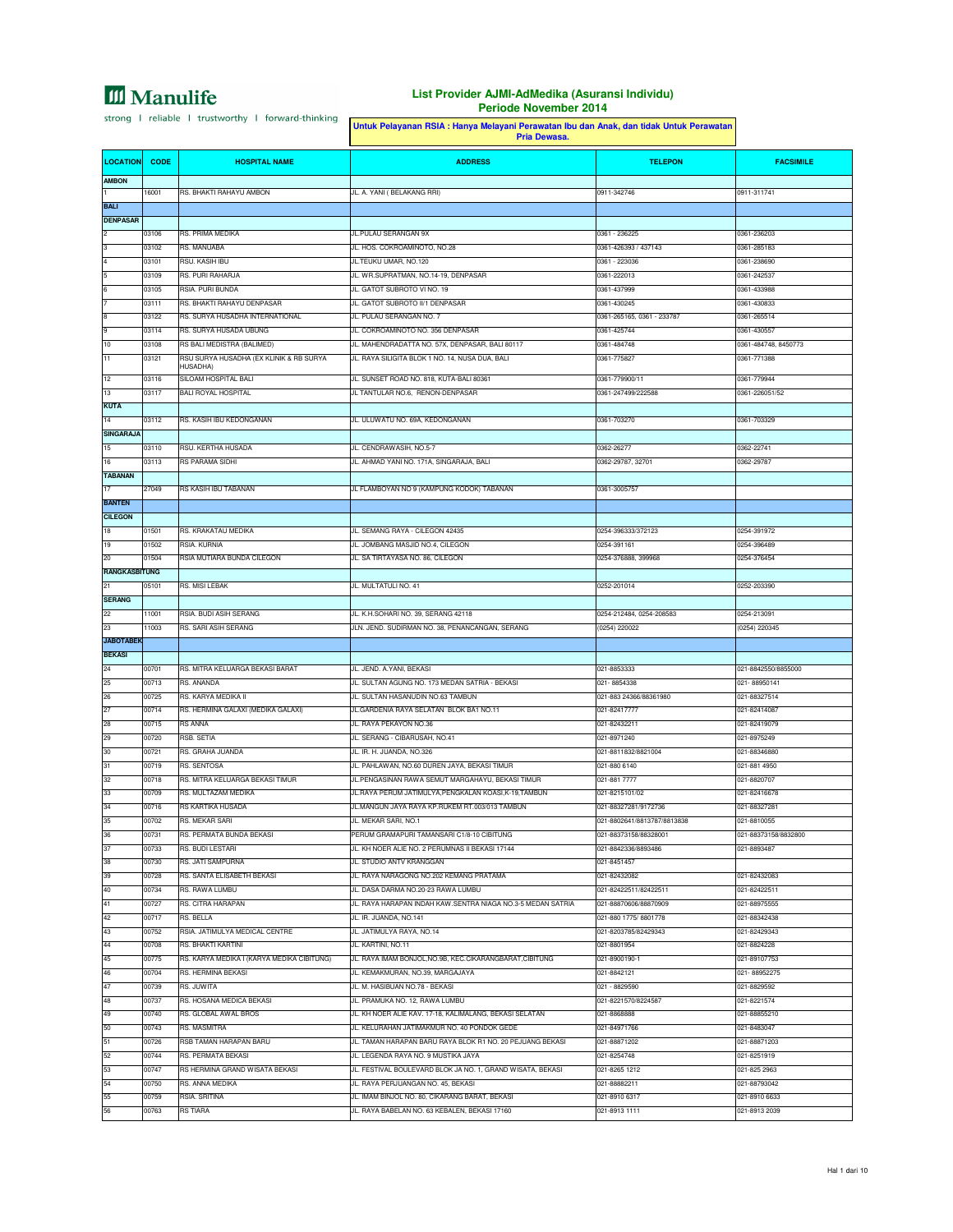**Manulife**

strong | reliable | trustworthy | forward-thinking

# List Provider AJMI-AdMedika (Asuransi Individu)
## Periode November 2014

**Untuk Pelayanan RSIA : Hanya Melayani Perawatan Ibu dan Anak, dan tidak Untuk Perawatan Pria Dewasa.**

| LOCATION | CODE | HOSPITAL NAME | ADDRESS | TELEPON | FACSIMILE |
|---|---|---|---|---|---|
| **AMBON** | | | | | |
| 1 | 16001 | RS. BHAKTI RAHAYU AMBON | JL. A. YANI ( BELAKANG RRI) | 0911-342746 | 0911-311741 |
| **BALI** | | | | | |
| **DENPASAR** | | | | | |
| 2 | 03106 | RS. PRIMA MEDIKA | JL.PULAU SERANGAN 9X | 0361 - 236225 | 0361-236203 |
| 3 | 03102 | RS. MANUABA | JL. HOS. COKROAMINOTO, NO.28 | 0361-426393 / 437143 | 0361-285183 |
| 4 | 03101 | RSU. KASIH IBU | JL.TEUKU UMAR, NO.120 | 0361 - 223036 | 0361-238690 |
| 5 | 03109 | RS. PURI RAHARJA | JL. WR.SUPRATMAN, NO.14-19, DENPASAR | 0361-222013 | 0361-242537 |
| 6 | 03105 | RSIA. PURI BUNDA | JL. GATOT SUBROTO VI NO. 19 | 0361-437999 | 0361-433988 |
| 7 | 03111 | RS. BHAKTI RAHAYU DENPASAR | JL. GATOT SUBROTO II/1 DENPASAR | 0361-430245 | 0361-430833 |
| 8 | 03122 | RS. SURYA HUSADHA INTERNATIONAL | JL. PULAU SERANGAN NO. 7 | 0361-265165, 0361 - 233787 | 0361-265514 |
| 9 | 03114 | RS. SURYA HUSADA UBUNG | JL. COKROAMINOTO NO. 356 DENPASAR | 0361-425744 | 0361-430557 |
| 10 | 03108 | RS BALI MEDISTRA (BALIMED) | JL. MAHENDRADATTA NO. 57X, DENPASAR, BALI 80117 | 0361-484748 | 0361-484748, 8450773 |
| 11 | 03121 | RSU SURYA HUSADHA (EX KLINIK & RB SURYA HUSADHA) | JL. RAYA SILIGITA BLOK 1 NO. 14, NUSA DUA, BALI | 0361-775827 | 0361-771388 |
| 12 | 03116 | SILOAM HOSPITAL BALI | JL. SUNSET ROAD NO. 818, KUTA-BALI 80361 | 0361-779900/11 | 0361-779944 |
| 13 | 03117 | BALI ROYAL HOSPITAL | JL TANTULAR NO.6, RENON-DENPASAR | 0361-247499/222588 | 0361-226051/52 |
| **KUTA** | | | | | |
| 14 | 03112 | RS. KASIH IBU KEDONGANAN | JL. ULUWATU NO. 69A, KEDONGANAN | 0361-703270 | 0361-703329 |
| **SINGARAJA** | | | | | |
| 15 | 03110 | RSU. KERTHA HUSADA | JL. CENDRAWASIH, NO.5-7 | 0362-26277 | 0362-22741 |
| 16 | 03113 | RS PARAMA SIDHI | JL. AHMAD YANI NO. 171A, SINGARAJA, BALI | 0362-29787, 32701 | 0362-29787 |
| **TABANAN** | | | | | |
| 17 | 27049 | RS KASIH IBU TABANAN | JL FLAMBOYAN NO 9 (KAMPUNG KODOK) TABANAN | 0361-3005757 | |
| **BANTEN** | | | | | |
| **CILEGON** | | | | | |
| 18 | 01501 | RS. KRAKATAU MEDIKA | JL. SEMANG RAYA - CILEGON 42435 | 0254-396333/372123 | 0254-391972 |
| 19 | 01502 | RSIA. KURNIA | JL. JOMBANG MASJID NO.4, CILEGON | 0254-391161 | 0254-396489 |
| 20 | 01504 | RSIA MUTIARA BUNDA CILEGON | JL. SA TIRTAYASA NO. 86, CILEGON | 0254-376888, 399968 | 0254-376454 |
| **RANGKASBITUNG** | | | | | |
| 21 | 05101 | RS. MISI LEBAK | JL. MULTATULI NO. 41 | 0252-201014 | 0252-203390 |
| **SERANG** | | | | | |
| 22 | 11001 | RSIA. BUDI ASIH SERANG | JL. K.H.SOHARI NO. 39, SERANG 42118 | 0254-212484, 0254-208583 | 0254-213091 |
| 23 | 11003 | RS. SARI ASIH SERANG | JLN. JEND. SUDIRMAN NO. 38, PENANCANGAN, SERANG | (0254) 220022 | (0254) 220345 |
| **JABOTABEK** | | | | | |
| **BEKASI** | | | | | |
| 24 | 00701 | RS. MITRA KELUARGA BEKASI BARAT | JL. JEND. A.YANI, BEKASI | 021-8853333 | 021-8842550/8855000 |
| 25 | 00713 | RS. ANANDA | JL. SULTAN AGUNG NO. 173 MEDAN SATRIA - BEKASI | 021- 8854338 | 021- 88950141 |
| 26 | 00725 | RS. KARYA MEDIKA II | JL. SULTAN HASANUDIN NO.63 TAMBUN | 021-883 24366/88361980 | 021-88327514 |
| 27 | 00714 | RS. HERMINA GALAXI (MEDIKA GALAXI) | JL.GARDENIA RAYA SELATAN BLOK BA1 NO.11 | 021-82417777 | 021-82414087 |
| 28 | 00715 | RS ANNA | JL. RAYA PEKAYON NO.36 | 021-82432211 | 021-82419079 |
| 29 | 00720 | RSB. SETIA | JL. SERANG - CIBARUSAH, NO.41 | 021-8971240 | 021-8975249 |
| 30 | 00721 | RS. GRAHA JUANDA | JL. IR. H. JUANDA, NO.326 | 021-8811832/8821004 | 021-88346880 |
| 31 | 00719 | RS. SENTOSA | JL. PAHLAWAN, NO.60 DUREN JAYA, BEKASI TIMUR | 021-880 6140 | 021-881 4950 |
| 32 | 00718 | RS. MITRA KELUARGA BEKASI TIMUR | JL.PENGASINAN RAWA SEMUT MARGAHAYU, BEKASI TIMUR | 021-881 7777 | 021-8820707 |
| 33 | 00709 | RS. MULTAZAM MEDIKA | JL.RAYA PERUM JATIMULYA,PENGKALAN KOASI,K-19,TAMBUN | 021-8215101/02 | 021-82416678 |
| 34 | 00716 | RS KARTIKA HUSADA | JL.MANGUN JAYA RAYA KP.RUKEM RT.003/013 TAMBUN | 021-88327281/9172736 | 021-88327281 |
| 35 | 00702 | RS. MEKAR SARI | JL. MEKAR SARI, NO.1 | 021-8802641/8813787/8813838 | 021-8810055 |
| 36 | 00731 | RS. PERMATA BUNDA BEKASI | PERUM GRAMAPURI TAMANSARI C1/8-10 CIBITUNG | 021-88373158/88328001 | 021-88373158/8832800 |
| 37 | 00733 | RS. BUDI LESTARI | JL KH NOER ALIE NO. 2 PERUMNAS II BEKASI 17144 | 021-8842336/8893486 | 021-8893487 |
| 38 | 00730 | RS. JATI SAMPURNA | JL. STUDIO ANTV KRANGGAN | 021-8451457 | |
| 39 | 00728 | RS. SANTA ELISABETH BEKASI | JL. RAYA NARAGONG NO.202 KEMANG PRATAMA | 021-82432082 | 021-82432083 |
| 40 | 00734 | RS. RAWA LUMBU | JL. DASA DARMA NO.20-23 RAWA LUMBU | 021-82422511/82422511 | 021-82422511 |
| 41 | 00727 | RS. CITRA HARAPAN | JL. RAYA HARAPAN INDAH KAW.SENTRA NIAGA NO.3-5 MEDAN SATRIA | 021-88870606/88870909 | 021-88975555 |
| 42 | 00717 | RS. BELLA | JL. IR. JUANDA, NO.141 | 021-880 1775/ 8801778 | 021-88342438 |
| 43 | 00752 | RSIA. JATIMULYA MEDICAL CENTRE | JL. JATIMULYA RAYA, NO.14 | 021-8203785/82429343 | 021-82429343 |
| 44 | 00708 | RS. BHAKTI KARTINI | JL. KARTINI, NO.11 | 021-8801954 | 021-8824228 |
| 45 | 00775 | RS. KARYA MEDIKA I (KARYA MEDIKA CIBITUNG) | JL. RAYA IMAM BONJOL,NO.9B, KEC.CIKARANGBARAT,CIBITUNG | 021-8900190-1 | 021-89107753 |
| 46 | 00704 | RS. HERMINA BEKASI | JL. KEMAKMURAN, NO.39, MARGAJAYA | 021-8842121 | 021- 88952275 |
| 47 | 00739 | RS. JUWITA | JL. M. HASIBUAN NO.78 - BEKASI | 021 - 8829590 | 021-8829592 |
| 48 | 00737 | RS. HOSANA MEDICA BEKASI | JL. PRAMUKA NO. 12, RAWA LUMBU | 021-8221570/8224587 | 021-8221574 |
| 49 | 00740 | RS. GLOBAL AWAL BROS | JL. KH NOER ALIE KAV. 17-18, KALIMALANG, BEKASI SELATAN | 021-8868888 | 021-88855210 |
| 50 | 00743 | RS. MASMITRA | JL. KELURAHAN JATIMAKMUR NO. 40 PONDOK GEDE | 021-84971766 | 021-8483047 |
| 51 | 00726 | RSB TAMAN HARAPAN BARU | JL. TAMAN HARAPAN BARU RAYA BLOK R1 NO. 20 PEJUANG BEKASI | 021-88871202 | 021-88871203 |
| 52 | 00744 | RS. PERMATA BEKASI | JL. LEGENDA RAYA NO. 9 MUSTIKA JAYA | 021-8254748 | 021-8251919 |
| 53 | 00747 | RS HERMINA GRAND WISATA BEKASI | JL. FESTIVAL BOULEVARD BLOK JA NO. 1, GRAND WISATA, BEKASI | 021-8265 1212 | 021-825 2963 |
| 54 | 00750 | RS. ANNA MEDIKA | JL. RAYA PERJUANGAN NO. 45, BEKASI | 021-88882211 | 021-88793042 |
| 55 | 00759 | RSIA. SRITINA | JL. IMAM BINJOL NO. 80, CIKARANG BARAT, BEKASI | 021-8910 6317 | 021-8910 6633 |
| 56 | 00763 | RS TIARA | JL. RAYA BABELAN NO. 63 KEBALEN, BEKASI 17160 | 021-8913 1111 | 021-8913 2039 |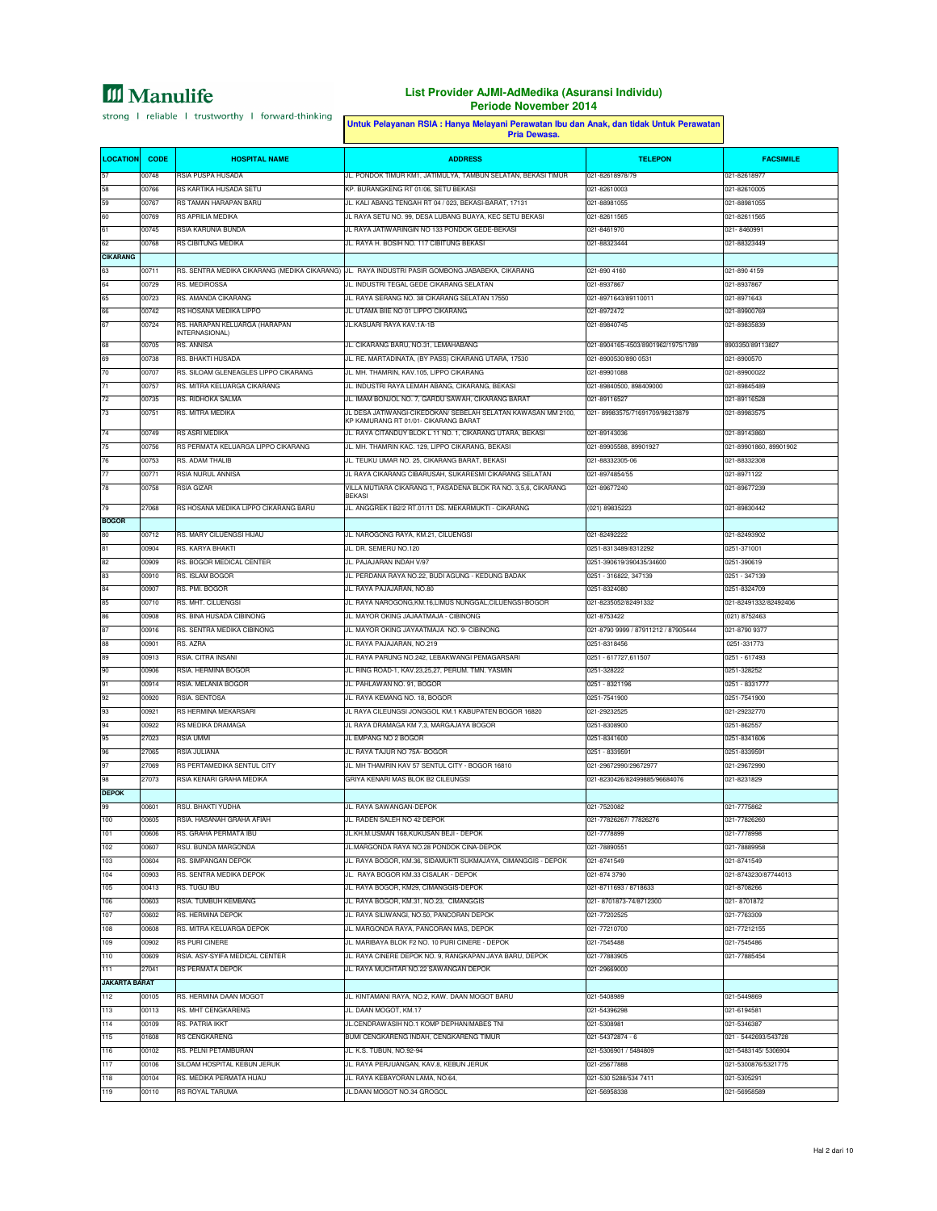**Manulife**

strong | reliable | trustworthy | forward-thinking

## List Provider AJMI-AdMedika (Asuransi Individu)
### Periode November 2014

**Untuk Pelayanan RSIA : Hanya Melayani Perawatan Ibu dan Anak, dan tidak Untuk Perawatan Pria Dewasa.**

| LOCATION | CODE | HOSPITAL NAME | ADDRESS | TELEPON | FACSIMILE |
|---|---|---|---|---|---|
| 57 | 00748 | RSIA PUSPA HUSADA | JL. PONDOK TIMUR KM1, JATIMULYA, TAMBUN SELATAN, BEKASI TIMUR | 021-82618978/79 | 021-82618977 |
| 58 | 00766 | RS KARTIKA HUSADA SETU | KP. BURANGKENG RT 01/06, SETU BEKASI | 021-82610003 | 021-82610005 |
| 59 | 00767 | RS TAMAN HARAPAN BARU | JL. KALI ABANG TENGAH RT 04 / 023, BEKASI-BARAT, 17131 | 021-88981055 | 021-88981055 |
| 60 | 00769 | RS APRILIA MEDIKA | JL RAYA SETU NO. 99, DESA LUBANG BUAYA, KEC SETU BEKASI | 021-82611565 | 021-82611565 |
| 61 | 00745 | RSIA KARUNIA BUNDA | JL RAYA JATIWARINGIN NO 133 PONDOK GEDE-BEKASI | 021-8461970 | 021- 8460991 |
| 62 | 00768 | RS CIBITUNG MEDIKA | JL. RAYA H. BOSIH NO. 117 CIBITUNG BEKASI | 021-88323444 | 021-88323449 |
| **CIKARANG** | | | | | |
| 63 | 00711 | RS. SENTRA MEDIKA CIKARANG (MEDIKA CIKARANG) | JL. RAYA INDUSTRI PASIR GOMBONG JABABEKA, CIKARANG | 021-890 4160 | 021-890 4159 |
| 64 | 00729 | RS. MEDIROSSA | JL. INDUSTRI TEGAL GEDE CIKARANG SELATAN | 021-8937867 | 021-8937867 |
| 65 | 00723 | RS. AMANDA CIKARANG | JL. RAYA SERANG NO. 38 CIKARANG SELATAN 17550 | 021-8971643/89110011 | 021-8971643 |
| 66 | 00742 | RS HOSANA MEDIKA LIPPO | JL. UTAMA BIIE NO 01 LIPPO CIKARANG | 021-8972472 | 021-89900769 |
| 67 | 00724 | RS. HARAPAN KELUARGA (HARAPAN INTERNASIONAL) | JL.KASUARI RAYA KAV.1A-1B | 021-89840745 | 021-89835839 |
| 68 | 00705 | RS. ANNISA | JL. CIKARANG BARU, NO.31, LEMAHABANG | 021-8904165-4503/8901962/1975/1789 | 8903350/89113827 |
| 69 | 00738 | RS. BHAKTI HUSADA | JL. RE. MARTADINATA, (BY PASS) CIKARANG UTARA, 17530 | 021-8900530/890 0531 | 021-8900570 |
| 70 | 00707 | RS. SILOAM GLENEAGLES LIPPO CIKARANG | JL. MH. THAMRIN, KAV.105, LIPPO CIKARANG | 021-89901088 | 021-89900022 |
| 71 | 00757 | RS. MITRA KELUARGA CIKARANG | JL. INDUSTRI RAYA LEMAH ABANG, CIKARANG, BEKASI | 021-89840500, 898409000 | 021-89845489 |
| 72 | 00735 | RS. RIDHOKA SALMA | JL. IMAM BONJOL NO. 7, GARDU SAWAH, CIKARANG BARAT | 021-89116527 | 021-89116528 |
| 73 | 00751 | RS. MITRA MEDIKA | JL DESA JATIWANGI-CIKEDOKAN/ SEBELAH SELATAN KAWASAN MM 2100, KP KAMURANG RT 01/01- CIKARANG BARAT | 021- 89983575/71691709/98213879 | 021-89983575 |
| 74 | 00749 | RS ASRI MEDIKA | JL. RAYA CITANDUY BLOK L 11 NO. 1, CIKARANG UTARA, BEKASI | 021-89143036 | 021-89143860 |
| 75 | 00756 | RS PERMATA KELUARGA LIPPO CIKARANG | JL. MH. THAMRIN KAC. 129, LIPPO CIKARANG, BEKASI | 021-89905588, 89901927 | 021-89901860, 89901902 |
| 76 | 00753 | RS. ADAM THALIB | JL. TEUKU UMAR NO. 25, CIKARANG BARAT, BEKASI | 021-88332305-06 | 021-88332308 |
| 77 | 00771 | RSIA NURUL ANNISA | JL RAYA CIKARANG CIBARUSAH, SUKARESMI CIKARANG SELATAN | 021-8974854/55 | 021-8971122 |
| 78 | 00758 | RSIA GIZAR | VILLA MUTIARA CIKARANG 1, PASADENA BLOK RA NO. 3,5,6, CIKARANG BEKASI | 021-89677240 | 021-89677239 |
| 79 | 27068 | RS HOSANA MEDIKA LIPPO CIKARANG BARU | JL. ANGGREK I B2/2 RT.01/11 DS. MEKARMUKTI - CIKARANG | (021) 89835223 | 021-89830442 |
| **BOGOR** | | | | | |
| 80 | 00712 | RS. MARY CILEUNGSI HIJAU | JL. NAROGONG RAYA, KM.21, CILEUNGSI | 021-82492222 | 021-82493902 |
| 81 | 00904 | RS. KARYA BHAKTI | JL. DR. SEMERU NO.120 | 0251-8313489/8312292 | 0251-371001 |
| 82 | 00909 | RS. BOGOR MEDICAL CENTER | JL. PAJAJARAN INDAH V/97 | 0251-390619/390435/34600 | 0251-390619 |
| 83 | 00910 | RS. ISLAM BOGOR | JL. PERDANA RAYA NO.22, BUDI AGUNG - KEDUNG BADAK | 0251 - 316822, 347139 | 0251 - 347139 |
| 84 | 00907 | RS. PMI. BOGOR | JL. RAYA PAJAJARAN, NO.80 | 0251-8324080 | 0251-8324709 |
| 85 | 00710 | RS. MHT. CILEUNGSI | JL. RAYA NAROGONG,KM.16,LIMUS NUNGGAL,CILEUNGSI-BOGOR | 021-82350052/82491332 | 021-82491332/82492406 |
| 86 | 00908 | RS. BINA HUSADA CIBINONG | JL. MAYOR OKING JAJAATMAJA - CIBINONG | 021-8753422 | (021) 8752463 |
| 87 | 00916 | RS. SENTRA MEDIKA CIBINONG | JL. MAYOR OKING JAYAATMAJA NO. 9- CIBINONG | 021-8790 9999 / 87911212 / 87905444 | 021-8790 9377 |
| 88 | 00901 | RS. AZRA | JL. RAYA PAJAJARAN, NO.219 | 0251-8318456 | 0251-331773 |
| 89 | 00913 | RSIA. CITRA INSANI | JL. RAYA PARUNG NO.242, LEBAKWANGI PEMAGARSARI | 0251 - 617727,611507 | 0251 - 617493 |
| 90 | 00906 | RSIA. HERMINA BOGOR | JL. RING ROAD-1, KAV.23,25,27, PERUM. TMN. YASMIN | 0251-328222 | 0251-328252 |
| 91 | 00914 | RSIA. MELANIA BOGOR | JL. PAHLAWAN NO. 91, BOGOR | 0251 - 8321196 | 0251 - 8331777 |
| 92 | 00920 | RSIA. SENTOSA | JL. RAYA KEMANG NO. 18, BOGOR | 0251-7541900 | 0251-7541900 |
| 93 | 00921 | RS HERMINA MEKARSARI | JL RAYA CILEUNGSI JONGGOL KM.1 KABUPATEN BOGOR 16820 | 021-29232525 | 021-29232770 |
| 94 | 00922 | RS MEDIKA DRAMAGA | JL RAYA DRAMAGA KM 7,3, MARGAJAYA BOGOR | 0251-8308900 | 0251-862557 |
| 95 | 27023 | RSIA UMMI | JL EMPANG NO 2 BOGOR | 0251-8341600 | 0251-8341606 |
| 96 | 27065 | RSIA JULIANA | JL. RAYA TAJUR NO 75A- BOGOR | 0251 - 8339591 | 0251-8339591 |
| 97 | 27069 | RS PERTAMEDIKA SENTUL CITY | JL. MH THAMRIN KAV 57 SENTUL CITY - BOGOR 16810 | 021-29672990/29672977 | 021-29672990 |
| 98 | 27073 | RSIA KENARI GRAHA MEDIKA | GRIYA KENARI MAS BLOK B2 CILEUNGSI | 021-8230426/82499885/96684076 | 021-8231829 |
| **DEPOK** | | | | | |
| 99 | 00601 | RSU. BHAKTI YUDHA | JL. RAYA SAWANGAN-DEPOK | 021-7520082 | 021-7775862 |
| 100 | 00605 | RSIA. HASANAH GRAHA AFIAH | JL. RADEN SALEH NO 42 DEPOK | 021-77826267/ 77826276 | 021-77826260 |
| 101 | 00606 | RS. GRAHA PERMATA IBU | JL.KH.M.USMAN 168,KUKUSAN BEJI - DEPOK | 021-7778899 | 021-7778998 |
| 102 | 00607 | RSU. BUNDA MARGONDA | JL.MARGONDA RAYA NO.28 PONDOK CINA-DEPOK | 021-78890551 | 021-78889958 |
| 103 | 00604 | RS. SIMPANGAN DEPOK | JL. RAYA BOGOR, KM.36, SIDAMUKTI SUKMAJAYA, CIMANGGIS - DEPOK | 021-8741549 | 021-8741549 |
| 104 | 00903 | RS. SENTRA MEDIKA DEPOK | JL. RAYA BOGOR KM.33 CISALAK - DEPOK | 021-874 3790 | 021-8743230/87744013 |
| 105 | 00413 | RS. TUGU IBU | JL. RAYA BOGOR, KM29, CIMANGGIS-DEPOK | 021-8711693 / 8718633 | 021-8708266 |
| 106 | 00603 | RSIA. TUMBUH KEMBANG | JL. RAYA BOGOR, KM.31, NO.23, CIMANGGIS | 021- 8701873-74/8712300 | 021- 8701872 |
| 107 | 00602 | RS. HERMINA DEPOK | JL. RAYA SILIWANGI, NO.50, PANCORAN DEPOK | 021-77202525 | 021-7763309 |
| 108 | 00608 | RS. MITRA KELUARGA DEPOK | JL. MARGONDA RAYA, PANCORAN MAS, DEPOK | 021-77210700 | 021-77212155 |
| 109 | 00902 | RS PURI CINERE | JL. MARIBAYA BLOK F2 NO. 10 PURI CINERE - DEPOK | 021-7545488 | 021-7545486 |
| 110 | 00609 | RSIA. ASY-SYIFA MEDICAL CENTER | JL. RAYA CINERE DEPOK NO. 9, RANGKAPAN JAYA BARU, DEPOK | 021-77883905 | 021-77885454 |
| 111 | 27041 | RS PERMATA DEPOK | JL. RAYA MUCHTAR NO.22 SAWANGAN DEPOK | 021-29669000 | |
| **JAKARTA BARAT** | | | | | |
| 112 | 00105 | RS. HERMINA DAAN MOGOT | JL. KINTAMANI RAYA, NO.2, KAW. DAAN MOGOT BARU | 021-5408989 | 021-5449869 |
| 113 | 00113 | RS. MHT CENGKARENG | JL. DAAN MOGOT, KM.17 | 021-54396298 | 021-6194581 |
| 114 | 00109 | RS. PATRIA IKKT | JL.CENDRAWASIH NO.1 KOMP DEPHAN/MABES TNI | 021-5308981 | 021-5346387 |
| 115 | 01608 | RS CENGKARENG | BUMI CENGKARENG INDAH, CENGKARENG TIMUR | 021-54372874 - 6 | 021 - 5442693/543728 |
| 116 | 00102 | RS. PELNI PETAMBURAN | JL. K.S. TUBUN, NO.92-94 | 021-5306901 / 5484809 | 021-5483145/ 5306904 |
| 117 | 00106 | SILOAM HOSPITAL KEBUN JERUK | JL. RAYA PERJUANGAN, KAV.8, KEBUN JERUK | 021-25677888 | 021-5300876/5321775 |
| 118 | 00104 | RS. MEDIKA PERMATA HIJAU | JL. RAYA KEBAYORAN LAMA, NO.64, | 021-530 5288/534 7411 | 021-5305291 |
| 119 | 00110 | RS ROYAL TARUMA | JL.DAAN MOGOT NO.34 GROGOL | 021-56958338 | 021-56958589 |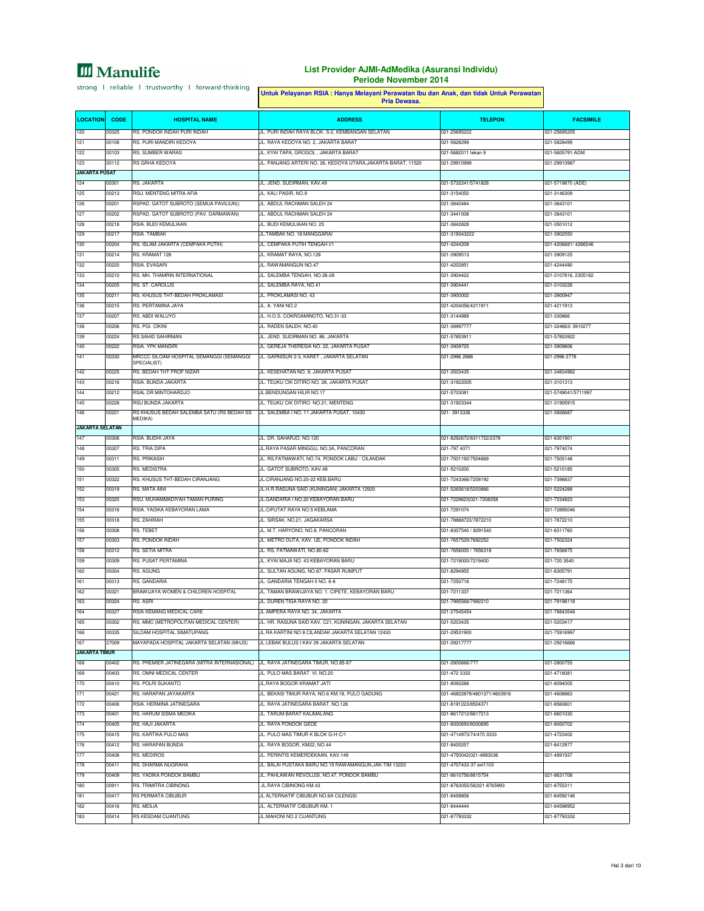Manulife

strong | reliable | trustworthy | forward-thinking

## List Provider AJMI-AdMedika (Asuransi Individu)
## Periode November 2014

**Untuk Pelayanan RSIA : Hanya Melayani Perawatan Ibu dan Anak, dan tidak Untuk Perawatan Pria Dewasa.**

| LOCATION | CODE | HOSPITAL NAME | ADDRESS | TELEPON | FACSIMILE |
|---|---|---|---|---|---|
| 120 | 00325 | RS. PONDOK INDAH PURI INDAH | JL. PURI INDAH RAYA BLOK. S-2, KEMBANGAN SELATAN | 021-25695222 | 021-25695205 |
| 121 | 00108 | RS. PURI MANDIRI KEDOYA | JL. RAYA KEDOYA NO. 2, JAKARTA BARAT | 021-5828299 | 021-5828499 |
| 122 | 00103 | RS. SUMBER WARAS | JL. KYAI TAPA, GROGOL , JAKARTA BARAT | 021-5682011 tekan 9 | 021-5605791-ADM |
| 123 | 00112 | RS GRHA KEDOYA | JL. PANJANG ARTERI NO. 26, KEDOYA UTARA,JAKARTA-BARAT, 11520 | 021-29910999 | 021-29910987 |
| **JAKARTA PUSAT** | | | | | |
| 124 | 00301 | RS. JAKARTA | JL. JEND. SUDIRMAN, KAV.49 | 021-5732241/5741828 | 021-5719870 (ADE) |
| 125 | 00213 | RSU. MENTENG MITRA AFIA | JL. KALI PASIR, NO.9 | 021-3154050 | 021-3146309 |
| 126 | 00201 | RSPAD. GATOT SUBROTO (SEMUA PAVILIUN)) | JL. ABDUL RACHMAN SALEH 24 | 021-3840484 | 021-3843101 |
| 127 | 00202 | RSPAD. GATOT SUBROTO (PAV. DARMAWAN) | JL. ABDUL RACHMAN SALEH 24 | 021-3441008 | 021-3843101 |
| 128 | 00218 | RSIA. BUDI KEMULIAAN | JL. BUDI KEMULIAAN NO. 25 | 021-3842828 | 021-3501012 |
| 129 | 00217 | RSIA. TAMBAK | JL.TAMBAK NO. 18 MANGGARAI | 021-319343222 | 021-3902550 |
| 130 | 00204 | RS. ISLAM JAKARTA (CEMPAKA PUTIH) | JL. CEMPAKA PUTIH TENGAH I/1 | 021-4244208 | 021-4206681/ 4266546 |
| 131 | 00214 | RS. KRAMAT 128 | JL. KRAMAT RAYA, NO.128 | 021-3909513 | 021-3909125 |
| 132 | 00220 | RSIA. EVASARI | JL. RAWAMANGUN NO.47 | 021-4202851 | 021-4244490 |
| 133 | 00210 | RS. MH. THAMRIN INTERNATIONAL | JL. SALEMBA TENGAH, NO.26-28 | 021-3904422 | 021-3107816, 2305182 |
| 134 | 00205 | RS. ST. CAROLUS | JL. SALEMBA RAYA, NO.41 | 021-3904441 | 021-3103226 |
| 135 | 00211 | RS. KHUSUS THT-BEDAH PROKLAMASI | JL. PROKLAMASI NO. 43 | 021-3900002 | 021-3900947 |
| 136 | 00215 | RS. PERTAMINA JAYA | JL. A. YANI NO.2 | 021-4204056/4211911 | 021-4211913 |
| 137 | 00207 | RS. ABDI WALUYO | JL. H.O.S. COKROAMINOTO, NO.31-33 | 021-3144989 | 021-330866 |
| 138 | 00206 | RS. PGI. CIKINI | JL. RADEN SALEH, NO.40 | 021-38997777 | 021-324663/ 3910277 |
| 139 | 00224 | RS SAHID SAHIRMAN | JL. JEND. SUDIRMAN NO. 86, JAKARTA | 021-57853911 | 021-57853922 |
| 140 | 00222 | RSIA. YPK MANDIRI | JL. GEREJA THERESIA NO. 22, JAKARTA PUSAT | 021-3909725 | 021-3909806 |
| 141 | 00330 | MRCCC SILOAM HOSPITAL SEMANGGI (SEMANGGI SPECIALIST) | JL. GARNISUN 2-3, KARET , JAKARTA SELATAN | 021-2996 2888 | 021-2996 2778 |
| 142 | 00225 | RS. BEDAH THT PROF NIZAR | JL. KESEHATAN NO. 9, JAKARTA PUSAT | 021-3503435 | 021-34834982 |
| 143 | 00216 | RSIA. BUNDA JAKARTA | JL. TEUKU CIK DITIRO NO. 28, JAKARTA PUSAT | 021-31922005 | 021-3101313 |
| 144 | 00212 | RSAL DR MINTOHARDJO | JL.BENDUNGAN HILIR NO.17 | 021-5703081 | 021-5749041/5711997 |
| 145 | 00228 | RSU BUNDA JAKARTA | JL. TEUKU CIK DITIRO NO.21, MENTENG | 021-31923344 | 021-31905915 |
| 146 | 00221 | RS KHUSUS BEDAH SALEMBA SATU (RS BEDAH SS MEDIKA) | JL. SALEMBA I NO. 11 JAKARTA PUSAT, 10430 | 021- 3913336 | 021-3926687 |
| **JAKARTA SELATAN** | | | | | |
| 147 | 00306 | RSIA. BUDHI JAYA | JL. DR. SAHARJO, NO.120 | 021-8292672/8311722/2378 | 021-8301901 |
| 148 | 00307 | RS. TRIA DIPA | JL.RAYA PASAR MINGGU, NO.3A, PANCORAN | 021-797 4071 | 021-7974074 |
| 149 | 00311 | RS. PRIKASIH | JL. RS.FATMAWATI, NO.74, PONDOK LABU - CILANDAK | 021-7501192/7504669 | 021-7505148 |
| 150 | 00305 | RS. MEDISTRA | JL. GATOT SUBROTO, KAV.49 | 021-5210200 | 021-5210185 |
| 151 | 00322 | RS. KHUSUS THT-BEDAH CIRANJANG | JL.CIRANJANG NO.20-22 KEB.BARU | 021-7243366/7208192 | 021-7398837 |
| 152 | 00319 | RS. MATA AINI | JL.H.R.RASUNA SAID (KUNINGAN) JAKARTA 12920 | 021-5265618/5203866 | 021-5224288 |
| 153 | 00320 | RSU. MUHAMMADIYAH TAMAN PURING | JL.GANDARIA I NO.20 KEBAYORAN BARU | 021-7229623|021-7208358 | 021-7234823 |
| 154 | 00316 | RSIA. YADIKA KEBAYORAN LAMA | JL.CIPUTAT RAYA NO.5 KEBLAMA | 021-7291074 | 021-72895046 |
| 155 | 00318 | RS. ZAHIRAH | JL. SIRSAK, NO.21, JAGAKARSA | 021-78888723/7872210 | 021-7872210 |
| 156 | 00308 | RS. TEBET | JL. M.T. HARYONO, NO.8, PANCORAN | 021-8307540 / 8291540 | 021-8311760 |
| 157 | 00303 | RS. PONDOK INDAH | JL. METRO DUTA, KAV. UE, PONDOK INDAH | 021-7657525/7692252 | 021-7502324 |
| 158 | 00312 | RS. SETIA MITRA | JL. RS. FATMAWATI, NO.80-82 | 021-7656000 / 7656318 | 021-7656875 |
| 159 | 00309 | RS. PUSAT PERTAMINA | JL. KYAI MAJA NO. 43 KEBAYORAN BARU | 021-7219000/7219400 | 021-720 3540 |
| 160 | 00304 | RS. AGUNG | JL. SULTAN AGUNG, NO.67, PASAR RUMPUT | 021-8294955 | 021-8305791 |
| 161 | 00313 | RS. GANDARIA | JL. GANDARIA TENGAH II NO. 6-8 | 021-7250718 | 021-7248175 |
| 162 | 00321 | BRAWIJAYA WOMEN & CHILDREN HOSPITAL | JL. TAMAN BRAWIJAYA NO. 1, CIPETE, KEBAYORAN BARU | 021-7211337 | 021-7211364 |
| 163 | 00324 | RS. ASRI | JL. DUREN TIGA RAYA NO. 20 | 021-7995566/7992210 | 021-79198118 |
| 164 | 00327 | RSIA KEMANG MEDICAL CARE | JL AMPERA RAYA NO. 34, JAKARTA | 021-27545454 | 021-78843548 |
| 165 | 00302 | RS. MMC (METROPOLITAN MEDICAL CENTER) | JL. HR. RASUNA SAID KAV. C21, KUNINGAN, JAKARTA SELATAN | 021-5203435 | 021-5203417 |
| 166 | 00335 | SILOAM HOSPITAL SIMATUPANG | JL RA KARTINI NO 8 CILANDAK JAKARTA SELATAN 12430 | 021-29531900 | 021-75916997 |
| 167 | 27009 | MAYAPADA HOSPITAL JAKARTA SELATAN (MHJS) | JL LEBAK BULUS I KAV 29 JAKARTA SELATAN | 021-29217777 | 021-29216666 |
| **JAKARTA TIMUR** | | | | | |
| 168 | 00402 | RS. PREMIER JATINEGARA (MITRA INTERNASIONAL) | JL. RAYA JATINEGARA TIMUR, NO.85-87 | 021-2800666/777 | 021-2800755 |
| 169 | 00403 | RS. OMNI MEDICAL CENTER | JL. PULO MAS BARAT VI, NO.20 | 021-472 3332 | 021-4718081 |
| 170 | 00410 | RS. POLRI SUKANTO | JL.RAYA BOGOR KRAMAT JATI | 021-8093288 | 021-8094005 |
| 171 | 00421 | RS. HARAPAN JAYAKARTA | JL. BEKASI TIMUR RAYA, NO.6 KM.18, PULO GADUNG | 021-46822879/4601371/4603916 | 021-4608863 |
| 172 | 00406 | RSIA. HERMINA JATINEGARA | JL. RAYA JATINEGARA BARAT, NO.126 | 021-8191223/8504371 | 021-8560601 |
| 173 | 00401 | RS. HARUM SISMA MEDIKA | JL. TARUM BARAT KALIMALANG | 021-8617212/8617213 | 021-8601030 |
| 174 | 00405 | RS. HAJI JAKARTA | JL. RAYA PONDOK GEDE | 021-8000693/8000695 | 021-8000702 |
| 175 | 00415 | RS. KARTIKA PULO MAS | JL. PULO MAS TIMUR K BLOK G-H-C/1 | 021-4714973/74/470 3333 | 021-4723402 |
| 176 | 00412 | RS. HARAPAN BUNDA | JL. RAYA BOGOR, KM22, NO.44 | 021-8400257 | 021-8412977 |
| 177 | 00408 | RS. MEDIROS | JL. PERINTIS KEMERDEKAAN, KAV.149 | 021-4750042|021-4893036 | 021-4891937 |
| 178 | 00411 | RS. DHARMA NUGRAHA | JL. BALAI PUSTAKA BARU NO.19 RAWAMANGUN,JAK-TIM 13220 | 021-4707433-37 ext1103 | |
| 179 | 00409 | RS. YADIKA PONDOK BAMBU | JL. PAHLAWAN REVOLUSI, NO.47, PONDOK BAMBU | 021-8610756/8615754 | 021-8631708 |
| 180 | 00911 | RS. TRIMITRA CIBINONG | JL.RAYA CIBINONG KM.43 | 021-8763055/56|021-8765993 | 021-8755311 |
| 181 | 00417 | RS PERMATA CIBUBUR | JL ALTERNATIF CIBUBUR NO.6A CILENGSI | 021-8458806 | 021-84592146 |
| 182 | 00416 | RS. MEILIA | JL. ALTERNATIF CIBUBUR KM. 1 | 021-8444444 | 021-84598952 |
| 183 | 00414 | RS KESDAM CIJANTUNG | JL.MAHONI NO.2 CIJANTUNG | 021-87793332 | 021-87793332 |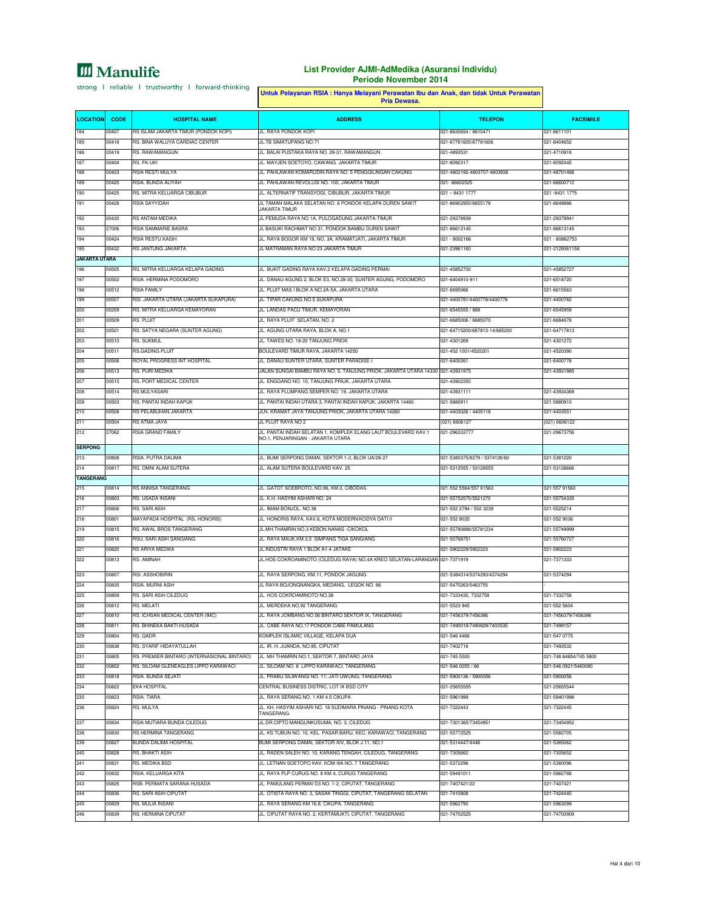**Manulife**

strong | reliable | trustworthy | forward-thinking

# List Provider AJMI-AdMedika (Asuransi Individu)
## Periode November 2014

**Untuk Pelayanan RSIA : Hanya Melayani Perawatan Ibu dan Anak, dan tidak Untuk Perawatan Pria Dewasa.**

| LOCATION | CODE | HOSPITAL NAME | ADDRESS | TELEPON | FACSIMILE |
|---|---|---|---|---|---|
| 184 | 00407 | RS ISLAM JAKARTA TIMUR (PONDOK KOPI) | JL. RAYA PONDOK KOPI | 021-8630654 / 8610471 | 021-8611101 |
| 185 | 00418 | RS. BINA WALUYA CARDIAC CENTER | JL.TB SIMATUPANG NO.71 | 021-87781605/87781606 | 021-8404652 |
| 186 | 00419 | RS. RAWAMANGUN | JL. BALAI PUSTAKA RAYA NO. 29-31, RAWAMANGUN | 021-4893531 | 021-4710918 |
| 187 | 00404 | RS. FK-UKI | JL. MAYJEN SOETOYO, CAWANG JAKARTA TIMUR | 021-8092317 | 021-8092445 |
| 188 | 00423 | RSIA RESTI MULYA | JL. PAHLAWAN KOMARUDIN RAYA NO. 5 PENGGILINGAN CAKUNG | 021-4802192-4803707-4803936 | 021-48701488 |
| 189 | 00420 | RSIA. BUNDA ALIYAH | JL. PAHLAWAN REVOLUSI NO. 100, JAKARTA TIMUR | 021- 86602525 | 021-86600712 |
| 190 | 00425 | RS. MITRA KELUARGA CIBUBUR | JL. ALTERNATIF TRANSYOGI, CIBUBUR, JAKARTA TIMUR | 021 – 8431 1777 | 021 -8431 1775 |
| 191 | 00428 | RSIA SAYYIDAH | JL TAMAN MALAKA SELATAN NO. 6 PONDOK KELAPA DUREN SAWIT JAKARTA TIMUR | 021-86902950/8655179 | 021-8649886 |
| 192 | 00430 | RS ANTAM MEDIKA | JL PEMUDA RAYA NO 1A, PULOGADUNG JAKARTA-TIMUR | 021-29378939 | 021-29378941 |
| 193 | 27006 | RSIA SAMMARIE BASRA | JL BASUKI RACHMAT NO 31, PONDOK BAMBU DUREN SAWIT | 021-86613145 | 021-86613145 |
| 194 | 00424 | RSIA RESTU KASIH | JL. RAYA BOGOR KM 19, NO. 3A, KRAMATJATI, JAKARTA TIMUR | 021 - 8002166 | 021 - 80882753 |
| 195 | 00432 | RS JANTUNG JAKARTA | JL MATRAMAN RAYA NO 23 JAKARTA TIMUR | 021-23961160 | 021-2129361158 |
| **JAKARTA UTARA** | | | | | |
| 196 | 00505 | RS. MITRA KELUARGA KELAPA GADING | JL. BUKIT GADING RAYA KAV.2 KELAPA GADING PERMAI | 021-45852700 | 021-45852727 |
| 197 | 00502 | RSIA. HERMINA PODOMORO | JL. DANAU AGUNG 2, BLOK E3, NO.28-30, SUNTER AGUNG, PODOMORO | 021-6404910-911 | 021-6518720 |
| 198 | 00512 | RSIA FAMILY | JL. PLUIT MAS I BLOK A NO.2A-5A, JAKARTA UTARA | 021-6695066 | 021-6615563 |
| 199 | 00507 | RSI. JAKARTA UTARA (JAKARTA SUKAPURA) | JL. TIPAR CAKUNG NO.5 SUKAPURA | 021-4400781/4400778/4400778 | 021-4400782 |
| 200 | 00209 | RS. MITRA KELUARGA KEMAYORAN | JL. LANDAS PACU TIMUR, KEMAYORAN | 021-6545555 / 888 | 021-6545959 |
| 201 | 00509 | RS. PLUIT | JL. RAYA PLUIT SELATAN, NO. 2 | 021-6685006 / 6685070 | 021-6684878 |
| 202 | 00501 | RS. SATYA NEGARA (SUNTER AGUNG) | JL. AGUNG UTARA RAYA, BLOK A, NO.1 | 021-64715200/687813-14/685200 | 021-64717813 |
| 203 | 00510 | RS. SUKMUL | JL. TAWES NO. 18-20 TANJUNG PRIOK | 021-4301269 | 021-4301272 |
| 204 | 00511 | RS.GADING PLUIT | BOULEVARD TIMUR RAYA, JAKARTA 14250 | 021-452 1001/4520201 | 021-4520390 |
| 205 | 00506 | ROYAL PROGRESS INT HOSPITAL | JL. DANAU SUNTER UTARA, SUNTER PARADISE I | 021-6400261 | 021-6400778 |
| 206 | 00513 | RS. PURI MEDIKA | JALAN SUNGAI BAMBU RAYA NO. 5, TANJUNG PRIOK, JAKARTA UTARA 14330 | 021-43931975 | 021-43931985 |
| 207 | 00515 | RS. PORT MEDICAL CENTER | JL. ENGGANO NO. 10, TANJUNG PRIUK, JAKARTA UTARA | 021-43902350 | |
| 208 | 00514 | RS MULYASARI | JL. RAYA PLUMPANG SEMPER NO. 19, JAKARTA UTARA | 021-43931111 | 021-43934369 |
| 209 | 00503 | RS. PANTAI INDAH KAPUK | JL. PANTAI INDAH UTARA 3, PANTAI INDAH KAPUK, JAKARTA 14460 | 021-5880911 | 021-5880910 |
| 210 | 00508 | RS PELABUHAN JAKARTA | JLN. KRAMAT JAYA TANJUNG PRIOK, JAKARTA UTARA 14260 | 021-4403026 / 4405118 | 021-4403551 |
| 211 | 00504 | RS ATMA JAYA | JL PLUIT RAYA NO 2 | (021) 6606127 | (021) 6606122 |
| 212 | 27062 | RSIA GRAND FAMILY | JL. PANTAI INDAH SELATAN 1, KOMPLEK ELANG LAUT BOULEVARD KAV.1 NO.1, PENJARINGAN - JAKARTA UTARA | 021-296333777 | 021-29673756 |
| **SERPONG** | | | | | |
| 213 | 00808 | RSIA. PUTRA DALIMA | JL. BUMI SERPONG DAMAI, SEKTOR 1-2, BLOK UA/26-27 | 021-5380375/8279 / 5374126/60 | 021-5381220 |
| 214 | 00817 | RS. OMNI ALAM SUTERA | JL. ALAM SUTERA BOULEVARD KAV. 25 | 021-5312555 / 53128555 | 021-53128666 |
| **TANGERANG** | | | | | |
| 215 | 00814 | RS ANNISA TANGERANG | JL. GATOT SOEBROTO, NO.96, KM.3, CIBODAS | 021-552 5564/557 91563 | 021-557 91563 |
| 216 | 00803 | RS. USADA INSANI | JL. K.H. HASYIM ASHARI NO. 24 | 021-55752575/5521270 | 021-55754335 |
| 217 | 00806 | RS. SARI ASIH | JL. IMAM BONJOL, NO.38 | 021-552 2794 / 552 3239 | 021-5525214 |
| 218 | 00801 | MAYAPADA HOSPITAL (RS. HONORIS) | JL. HONORIS RAYA, KAV.6, KOTA MODERN/KODYA DATI II | 021-552 9035 | 021-552 9036 |
| 219 | 00815 | RS. AWAL BROS TANGERANG | JL.MH.THAMRIN NO.3 KEBON NANAS -CIKOKOL | 021-55780888/55781234 | 021-55749999 |
| 220 | 00816 | RSU. SARI ASIH SANGIANG | JL. RAYA MAUK.KM.3,5 SIMPANG TIGA SANGIANG | 021-55768751 | 021-55760727 |
| 221 | 00820 | RS ARIYA MEDIKA | JL.INDUSTRI RAYA 1 BLOK A1-4 JATAKE | 021-5902229/5902223 | 021-5902223 |
| 222 | 00813 | RS. AMINAH | JL.HOS COKROAMINOTO (CILEDUG RAYA) NO.4A KREO SELATAN-LARANGAN | 021-7371919 | 021-7371333 |
| 223 | 00807 | RSI. ASSHOBIRIN | JL. RAYA SERPONG, KM.11, PONDOK JAGUNG | 021-5384314/5374293/4374294 | 021-5374294 |
| 224 | 00835 | RSIA. MURNI ASIH | JL RAYA BOJONGNANGKA, MEDANG, LEGOK NO. 86 | 021-5470263/5463755 | - |
| 225 | 00809 | RS. SARI ASIH CILEDUG | JL. HOS COKROAMINOTO NO.38 | 021-7333430, 7332758 | 021-7332758 |
| 226 | 00812 | RS. MELATI | JL. MERDEKA NO.92 TANGERANG | 021-5523 945 | 021-552 5604 |
| 227 | 00810 | RS. ICHSAN MEDICAL CENTER (IMC) | JL. RAYA JOMBANG NO.56 BINTARO SEKTOR IX, TANGERANG | 021-7456379/7456386 | 021-7456379/7456386 |
| 228 | 00811 | RS. BHINEKA BAKTI HUSADA | JL. CABE RAYA NO.17 PONDOK CABE PAMULANG | 021-7490018/7490829/7403535 | 021-7499157 |
| 229 | 00804 | RS. QADR | KOMPLEK ISLAMIC VILLAGE, KELAPA DUA | 021-546 4466 | 021-547 0775 |
| 230 | 00838 | RS. SYARIF HIDAYATULLAH | JL. IR. H. JUANDA, NO.95, CIPUTAT | 021-7402718 | 021-7493532 |
| 231 | 00805 | RS. PREMIER BINTARO (INTERNASIONAL BINTARO) | JL. MH THAMRIN NO.1, SEKTOR 7, BINTARO JAYA | 021-745 5500 | 021-748 64854/745 5800 |
| 232 | 00802 | RS. SILOAM GLENEAGLES LIPPO KARAWACI | JL. SILOAM NO. 6 LIPPO KARAWACI, TANGERANG | 021-546 0055 / 66 | 021-546 0921/5460080 |
| 233 | 00818 | RSIA. BUNDA SEJATI | JL. PRABU SILIWANGI NO. 11; JATI UWUNG; TANGERANG | 021-5900136 / 5900056 | 021-5900056 |
| 234 | 00822 | EKA HOSPITAL | CENTRAL BUSINESS DISTRIC, LOT IX BSD CITY | 021-25655555 | 021-25655544 |
| 235 | 00823 | RSIA. TIARA | JL. RAYA SERANG NO. 1 KM 4.5 CIKUPA | 021-5961999 | 021-59401998 |
| 236 | 00824 | RS. MULYA | JL. KH. HASYIM ASHARI NO. 18 SUDIMARA PINANG - PINANG KOTA TANGERANG | 021-7322443 | 021-7322445 |
| 237 | 00834 | RSIA MUTIARA BUNDA CILEDUG | JL.DR.CIPTO MANGUNKUSUMA, NO. 3, CILEDUG | 021-7301365/73454951 | 021-73454952 |
| 238 | 00830 | RS HERMINA TANGERANG | JL. KS TUBUN NO. 10, KEL. PASAR BARU, KEC. KARAWACI, TANGERANG | 021-55772525 | 021-5582705 |
| 239 | 00827 | BUNDA DALIMA HOSPITAL | BUMI SERPONG DAMAI, SEKTOR XIV, BLOK J.11, NO.1 | 021-5314447/4448 | 021-5385062 |
| 240 | 00828 | RS. BHAKTI ASIH | JL. RADEN SALEH NO. 10, KARANG TENGAH, CILEDUG, TANGERANG | 021-7305662 | 021-7305652 |
| 241 | 00831 | RS. MEDIKA BSD | JL. LETNAN SOETOPO KAV. KOM IIIA NO. 7 TANGERANG | 021-5372296 | 021-5380096 |
| 242 | 00832 | RSIA. KELUARGA KITA | JL. RAYA PLP CURUG NO. 8 KM 4, CURUG TANGERANG | 021-59491011 | 021-5982788 |
| 243 | 00825 | RSB. PERMATA SARANA HUSADA | JL. PAMULANG PERMAI D3 NO. 1-2, CIPUTAT, TANGERANG | 021-7407421/22 | 021-7407421 |
| 244 | 00836 | RS. SARI ASIH CIPUTAT | JL. OTISTA RAYA NO. 3, SASAK TINGGI, CIPUTAT, TANGERANG SELATAN | 021-7410808 | 021-7424445 |
| 245 | 00829 | RS. MULIA INSANI | JL. RAYA SERANG KM 16.8, CIKUPA, TANGERANG | 021-5962790 | 021-5963099 |
| 246 | 00839 | RS. HERMINA CIPUTAT | JL. CIPUTAT RAYA NO. 2, KERTAMUKTI, CIPUTAT, TANGERANG | 021-74702525 | 021-74700909 |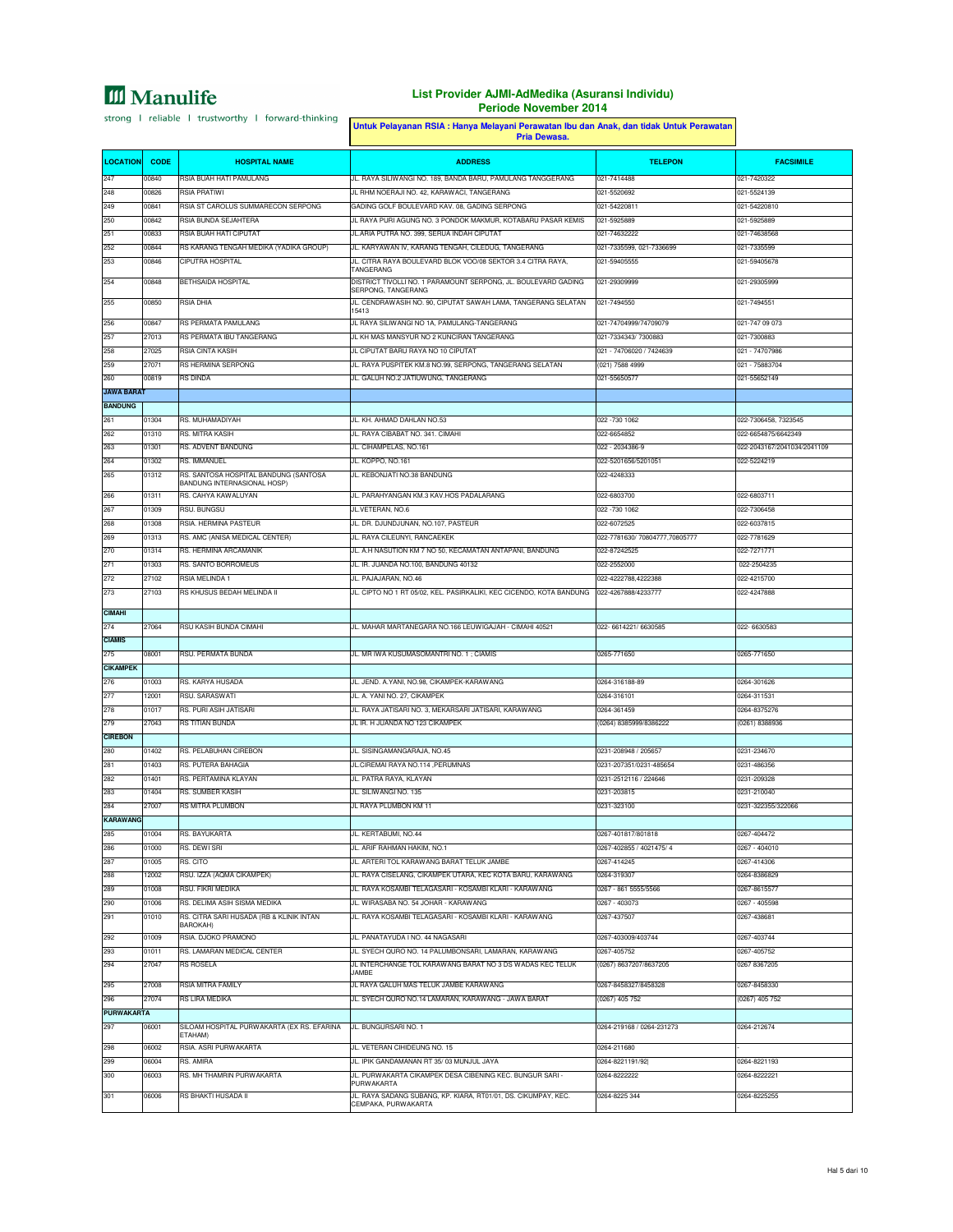Manulife

strong | reliable | trustworthy | forward-thinking

## List Provider AJMI-AdMedika (Asuransi Individu)
## Periode November 2014

**Untuk Pelayanan RSIA : Hanya Melayani Perawatan Ibu dan Anak, dan tidak Untuk Perawatan Pria Dewasa.**

| LOCATION | CODE | HOSPITAL NAME | ADDRESS | TELEPON | FACSIMILE |
|---|---|---|---|---|---|
| 247 | 00840 | RSIA BUAH HATI PAMULANG | JL. RAYA SILIWANGI NO. 189, BANDA BARU, PAMULANG TANGGERANG | 021-7414488 | 021-7420322 |
| 248 | 00826 | RSIA PRATIWI | JL RHM NOERAJI NO. 42, KARAWACI, TANGERANG | 021-5520692 | 021-5524139 |
| 249 | 00841 | RSIA ST CAROLUS SUMMARECON SERPONG | GADING GOLF BOULEVARD KAV. 08, GADING SERPONG | 021-54220811 | 021-54220810 |
| 250 | 00842 | RSIA BUNDA SEJAHTERA | JL RAYA PURI AGUNG NO. 3 PONDOK MAKMUR, KOTABARU PASAR KEMIS | 021-5925889 | 021-5925889 |
| 251 | 00833 | RSIA BUAH HATI CIPUTAT | JL.ARIA PUTRA NO. 399, SERUA INDAH CIPUTAT | 021-74632222 | 021-74638568 |
| 252 | 00844 | RS KARANG TENGAH MEDIKA (YADIKA GROUP) | JL. KARYAWAN IV, KARANG TENGAH, CILEDUG, TANGERANG | 021-7335599, 021-7336699 | 021-7335599 |
| 253 | 00846 | CIPUTRA HOSPITAL | JL. CITRA RAYA BOULEVARD BLOK VOO/08 SEKTOR 3.4 CITRA RAYA, TANGERANG | 021-59405555 | 021-59405678 |
| 254 | 00848 | BETHSAIDA HOSPITAL | DISTRICT TIVOLLI NO. 1 PARAMOUNT SERPONG, JL. BOULEVARD GADING SERPONG, TANGERANG | 021-29309999 | 021-29305999 |
| 255 | 00850 | RSIA DHIA | JL. CENDRAWASIH NO. 90, CIPUTAT SAWAH LAMA, TANGERANG SELATAN 15413 | 021-7494550 | 021-7494551 |
| 256 | 00847 | RS PERMATA PAMULANG | JL RAYA SILIWANGI NO 1A, PAMULANG-TANGERANG | 021-74704999/74709079 | 021-747 09 073 |
| 257 | 27013 | RS PERMATA IBU TANGERANG | JL KH MAS MANSYUR NO 2 KUNCIRAN TANGERANG | 021-7334343/ 7300883 | 021-7300883 |
| 258 | 27025 | RSIA CINTA KASIH | JL CIPUTAT BARU RAYA NO 10 CIPUTAT | 021 - 74706020 / 7424639 | 021 - 74707986 |
| 259 | 27071 | RS HERMINA SERPONG | JL. RAYA PUSPITEK KM.8 NO.99, SERPONG, TANGERANG SELATAN | (021) 7588 4999 | 021 - 75883704 |
| 260 | 00819 | RS DINDA | JL. GALUH NO.2 JATIUWUNG, TANGERANG | 021-55650577 | 021-55652149 |
| **JAWA BARAT** | | | | | |
| **BANDUNG** | | | | | |
| 261 | 01304 | RS. MUHAMADIYAH | JL. KH. AHMAD DAHLAN NO.53 | 022 -730 1062 | 022-7306458, 7323545 |
| 262 | 01310 | RS. MITRA KASIH | JL. RAYA CIBABAT NO. 341. CIMAHI | 022-6654852 | 022-6654875/6642349 |
| 263 | 01301 | RS. ADVENT BANDUNG | JL. CIHAMPELAS, NO.161 | 022 - 2034386-9 | 022-2043167/2041034/2041109 |
| 264 | 01302 | RS. IMMANUEL | JL. KOPPO, NO.161 | 022-5201656/5201051 | 022-5224219 |
| 265 | 01312 | RS. SANTOSA HOSPITAL BANDUNG (SANTOSA BANDUNG INTERNASIONAL HOSP) | JL. KEBONJATI NO.38 BANDUNG | 022-4248333 | |
| 266 | 01311 | RS. CAHYA KAWALUYAN | JL. PARAHYANGAN KM.3 KAV.HOS PADALARANG | 022-6803700 | 022-6803711 |
| 267 | 01309 | RSU. BUNGSU | JL.VETERAN, NO.6 | 022 -730 1062 | 022-7306458 |
| 268 | 01308 | RSIA. HERMINA PASTEUR | JL. DR. DJUNDJUNAN, NO.107, PASTEUR | 022-6072525 | 022-6037815 |
| 269 | 01313 | RS. AMC (ANISA MEDICAL CENTER) | JL. RAYA CILEUNYI, RANCAEKEK | 022-7781630/ 70804777,70805777 | 022-7781629 |
| 270 | 01314 | RS. HERMINA ARCAMANIK | JL. A.H NASUTION KM 7 NO 50, KECAMATAN ANTAPANI, BANDUNG | 022-87242525 | 022-7271771 |
| 271 | 01303 | RS. SANTO BORROMEUS | JL. IR. JUANDA NO.100, BANDUNG 40132 | 022-2552000 | 022-2504235 |
| 272 | 27102 | RSIA MELINDA 1 | JL. PAJAJARAN, NO.46 | 022-4222788,4222388 | 022-4215700 |
| 273 | 27103 | RS KHUSUS BEDAH MELINDA II | JL. CIPTO NO 1 RT 05/02, KEL. PASIRKALIKI, KEC CICENDO, KOTA BANDUNG | 022-4267888/4233777 | 022-4247888 |
| **CIMAHI** | | | | | |
| 274 | 27064 | RSU KASIH BUNDA CIMAHI | JL. MAHAR MARTANEGARA NO.166 LEUWIGAJAH - CIMAHI 40521 | 022- 6614221/ 6630585 | 022- 6630583 |
| **CIAMIS** | | | | | |
| 275 | 08001 | RSU. PERMATA BUNDA | JL. MR IWA KUSUMASOMANTRI NO. 1 ; CIAMIS | 0265-771650 | 0265-771650 |
| **CIKAMPEK** | | | | | |
| 276 | 01003 | RS. KARYA HUSADA | JL. JEND. A.YANI, NO.98, CIKAMPEK-KARAWANG | 0264-316188-89 | 0264-301626 |
| 277 | 12001 | RSU. SARASWATI | JL. A. YANI NO. 27, CIKAMPEK | 0264-316101 | 0264-311531 |
| 278 | 01017 | RS. PURI ASIH JATISARI | JL. RAYA JATISARI NO. 3, MEKARSARI JATISARI, KARAWANG | 0264-361459 | 0264-8375276 |
| 279 | 27043 | RS TITIAN BUNDA | JL IR. H JUANDA NO 123 CIKAMPEK | (0264) 8385999/8386222 | (0261) 8388936 |
| **CIREBON** | | | | | |
| 280 | 01402 | RS. PELABUHAN CIREBON | JL. SISINGAMANGARAJA, NO.45 | 0231-208948 / 205657 | 0231-234670 |
| 281 | 01403 | RS. PUTERA BAHAGIA | JL.CIREMAI RAYA NO.114 ,PERUMNAS | 0231-207351/0231-485654 | 0231-486356 |
| 282 | 01401 | RS. PERTAMINA KLAYAN | JL. PATRA RAYA, KLAYAN | 0231-2512116 / 224646 | 0231-209328 |
| 283 | 01404 | RS. SUMBER KASIH | JL. SILIWANGI NO. 135 | 0231-203815 | 0231-210040 |
| 284 | 27007 | RS MITRA PLUMBON | JL RAYA PLUMBON KM 11 | 0231-323100 | 0231-322355/322066 |
| **KARAWANG** | | | | | |
| 285 | 01004 | RS. BAYUKARTA | JL. KERTABUMI, NO.44 | 0267-401817/801818 | 0267-404472 |
| 286 | 01000 | RS. DEWI SRI | JL. ARIF RAHMAN HAKIM, NO.1 | 0267-402855 / 4021475/ 4 | 0267 - 404010 |
| 287 | 01005 | RS. CITO | JL. ARTERI TOL KARAWANG BARAT TELUK JAMBE | 0267-414245 | 0267-414306 |
| 288 | 12002 | RSU. IZZA (AQMA CIKAMPEK) | JL. RAYA CISELANG, CIKAMPEK UTARA, KEC KOTA BARU, KARAWANG | 0264-319307 | 0264-8386829 |
| 289 | 01008 | RSU. FIKRI MEDIKA | JL. RAYA KOSAMBI TELAGASARI - KOSAMBI KLARI - KARAWANG | 0267 - 861 5555/5566 | 0267-8615577 |
| 290 | 01006 | RS. DELIMA ASIH SISMA MEDIKA | JL. WIRASABA NO. 54 JOHAR - KARAWANG | 0267 - 403073 | 0267 - 405598 |
| 291 | 01010 | RS. CITRA SARI HUSADA (RB & KLINIK INTAN BAROKAH) | JL. RAYA KOSAMBI TELAGASARI - KOSAMBI KLARI - KARAWANG | 0267-437507 | 0267-438681 |
| 292 | 01009 | RSIA. DJOKO PRAMONO | JL. PANATAYUDA I NO. 44 NAGASARI | 0267-403009/403744 | 0267-403744 |
| 293 | 01011 | RS. LAMARAN MEDICAL CENTER | JL. SYECH QURO NO. 14 PALUMBONSARI, LAMARAN, KARAWANG | 0267-405752 | 0267-405752 |
| 294 | 27047 | RS ROSELA | JL INTERCHANGE TOL KARAWANG BARAT NO 3 DS WADAS KEC TELUK JAMBE | (0267) 8637207/8637205 | 0267 8367205 |
| 295 | 27008 | RSIA MITRA FAMILY | JL RAYA GALUH MAS TELUK JAMBE KARAWANG | 0267-8458327/8458328 | 0267-8458330 |
| 296 | 27074 | RS LIRA MEDIKA | JL. SYECH QURO NO.14 LAMARAN, KARAWANG - JAWA BARAT | (0267) 405 752 | (0267) 405 752 |
| **PURWAKARTA** | | | | | |
| 297 | 06001 | SILOAM HOSPITAL PURWAKARTA (EX RS. EFARINA ETAHAM) | JL. BUNGURSARI NO. 1 | 0264-219168 / 0264-231273 | 0264-212674 |
| 298 | 06002 | RSIA. ASRI PURWAKARTA | JL. VETERAN CIHIDEUNG NO. 15 | 0264-211680 | - |
| 299 | 06004 | RS. AMIRA | JL. IPIK GANDAMANAN RT 35/ 03 MUNJUL JAYA | 0264-8221191/92\| | 0264-8221193 |
| 300 | 06003 | RS. MH THAMRIN PURWAKARTA | JL. PURWAKARTA CIKAMPEK DESA CIBENING KEC. BUNGUR SARI - PURWAKARTA | 0264-8222222 | 0264-8222221 |
| 301 | 06006 | RS BHAKTI HUSADA II | JL. RAYA SADANG SUBANG, KP. KIARA, RT01/01, DS. CIKUMPAY, KEC. CEMPAKA, PURWAKARTA | 0264-8225 344 | 0264-8225255 |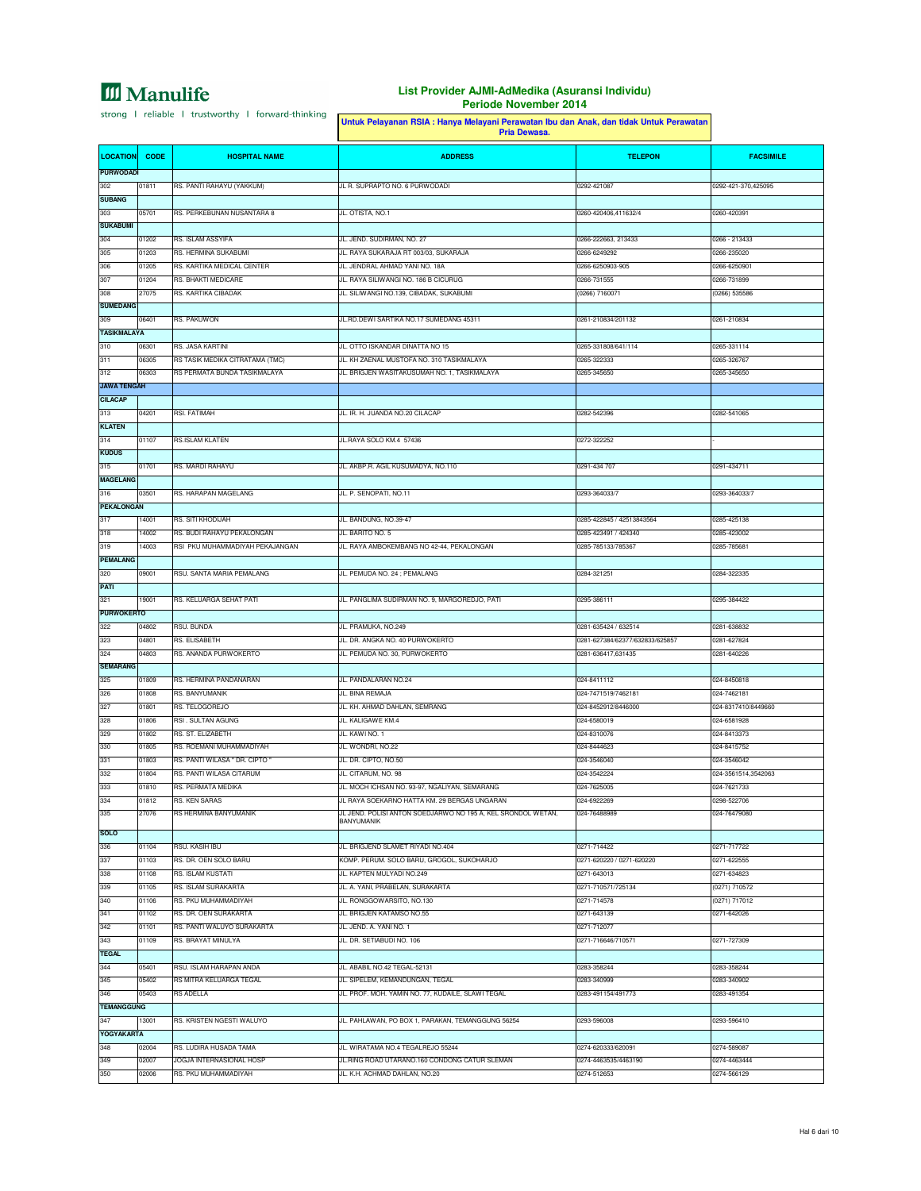Manulife

strong | reliable | trustworthy | forward-thinking

## List Provider AJMI-AdMedika (Asuransi Individu)
## Periode November 2014

**Untuk Pelayanan RSIA : Hanya Melayani Perawatan Ibu dan Anak, dan tidak Untuk Perawatan Pria Dewasa.**

| LOCATION | CODE | HOSPITAL NAME | ADDRESS | TELEPON | FACSIMILE |
|---|---|---|---|---|---|
| **PURWODADI** | | | | | |
| 302 | 01811 | RS. PANTI RAHAYU (YAKKUM) | JL R. SUPRAPTO NO. 6 PURWODADI | 0292-421087 | 0292-421-370,425095 |
| **SUBANG** | | | | | |
| 303 | 05701 | RS. PERKEBUNAN NUSANTARA 8 | JL. OTISTA, NO.1 | 0260-420406,411632/4 | 0260-420391 |
| **SUKABUMI** | | | | | |
| 304 | 01202 | RS. ISLAM ASSYIFA | JL. JEND. SUDIRMAN, NO. 27 | 0266-222663, 213433 | 0266 - 213433 |
| 305 | 01203 | RS. HERMINA SUKABUMI | JL. RAYA SUKARAJA RT 003/03, SUKARAJA | 0266-6249292 | 0266-235020 |
| 306 | 01205 | RS. KARTIKA MEDICAL CENTER | JL. JENDRAL AHMAD YANI NO. 18A | 0266-6250903-905 | 0266-6250901 |
| 307 | 01204 | RS. BHAKTI MEDICARE | JL. RAYA SILIWANGI NO. 186 B CICURUG | 0266-731555 | 0266-731899 |
| 308 | 27075 | RS. KARTIKA CIBADAK | JL. SILIWANGI NO.139, CIBADAK, SUKABUMI | (0266) 7160071 | (0266) 535586 |
| **SUMEDANG** | | | | | |
| 309 | 06401 | RS. PAKUWON | JL.RD.DEWI SARTIKA NO.17 SUMEDANG 45311 | 0261-210834/201132 | 0261-210834 |
| **TASIKMALAYA** | | | | | |
| 310 | 06301 | RS. JASA KARTINI | JL. OTTO ISKANDAR DINATTA NO 15 | 0265-331808/641/114 | 0265-331114 |
| 311 | 06305 | RS TASIK MEDIKA CITRATAMA (TMC) | JL. KH ZAENAL MUSTOFA NO. 310 TASIKMALAYA | 0265-322333 | 0265-326767 |
| 312 | 06303 | RS PERMATA BUNDA TASIKMALAYA | JL. BRIGJEN WASITAKUSUMAH NO. 1, TASIKMALAYA | 0265-345650 | 0265-345650 |
| **JAWA TENGAH** | | | | | |
| **CILACAP** | | | | | |
| 313 | 04201 | RSI. FATIMAH | JL. IR. H. JUANDA NO.20 CILACAP | 0282-542396 | 0282-541065 |
| **KLATEN** | | | | | |
| 314 | 01107 | RS.ISLAM KLATEN | JL.RAYA SOLO KM.4 57436 | 0272-322252 | - |
| **KUDUS** | | | | | |
| 315 | 01701 | RS. MARDI RAHAYU | JL. AKBP.R. AGIL KUSUMADYA, NO.110 | 0291-434 707 | 0291-434711 |
| **MAGELANG** | | | | | |
| 316 | 03501 | RS. HARAPAN MAGELANG | JL. P. SENOPATI, NO.11 | 0293-364033/7 | 0293-364033/7 |
| **PEKALONGAN** | | | | | |
| 317 | 14001 | RS. SITI KHODIJAH | JL. BANDUNG, NO.39-47 | 0285-422845 / 42513843564 | 0285-425138 |
| 318 | 14002 | RS. BUDI RAHAYU PEKALONGAN | JL. BARITO NO. 5 | 0285-423491 / 424340 | 0285-423002 |
| 319 | 14003 | RSI PKU MUHAMMADIYAH PEKAJANGAN | JL. RAYA AMBOKEMBANG NO 42-44, PEKALONGAN | 0285-785133/785367 | 0285-785681 |
| **PEMALANG** | | | | | |
| 320 | 09001 | RSU. SANTA MARIA PEMALANG | JL. PEMUDA NO. 24 ; PEMALANG | 0284-321251 | 0284-322335 |
| **PATI** | | | | | |
| 321 | 19001 | RS. KELUARGA SEHAT PATI | JL. PANGLIMA SUDIRMAN NO. 9, MARGOREDJO, PATI | 0295-386111 | 0295-384422 |
| **PURWOKERTO** | | | | | |
| 322 | 04802 | RSU. BUNDA | JL. PRAMUKA, NO.249 | 0281-635424 / 632514 | 0281-638832 |
| 323 | 04801 | RS. ELISABETH | JL. DR. ANGKA NO. 40 PURWOKERTO | 0281-627384/62377/632833/625857 | 0281-627824 |
| 324 | 04803 | RS. ANANDA PURWOKERTO | JL. PEMUDA NO. 30, PURWOKERTO | 0281-636417,631435 | 0281-640226 |
| **SEMARANG** | | | | | |
| 325 | 01809 | RS. HERMINA PANDANARAN | JL. PANDALARAN NO.24 | 024-8411112 | 024-8450818 |
| 326 | 01808 | RS. BANYUMANIK | JL. BINA REMAJA | 024-7471519/7462181 | 024-7462181 |
| 327 | 01801 | RS. TELOGOREJO | JL. KH. AHMAD DAHLAN, SEMRANG | 024-8452912/8446000 | 024-8317410/8449660 |
| 328 | 01806 | RSI . SULTAN AGUNG | JL. KALIGAWE KM.4 | 024-6580019 | 024-6581928 |
| 329 | 01802 | RS. ST. ELIZABETH | JL. KAWI NO. 1 | 024-8310076 | 024-8413373 |
| 330 | 01805 | RS. ROEMANI MUHAMMADIYAH | JL. WONDRI, NO.22 | 024-8444623 | 024-8415752 |
| 331 | 01803 | RS. PANTI WILASA " DR. CIPTO " | JL. DR. CIPTO, NO.50 | 024-3546040 | 024-3546042 |
| 332 | 01804 | RS. PANTI WILASA CITARUM | JL. CITARUM, NO. 98 | 024-3542224 | 024-3561514,3542063 |
| 333 | 01810 | RS. PERMATA MEDIKA | JL. MOCH ICHSAN NO. 93-97, NGALIYAN, SEMARANG | 024-7625005 | 024-7621733 |
| 334 | 01812 | RS. KEN SARAS | JL RAYA SOEKARNO HATTA KM. 29 BERGAS UNGARAN | 024-6922269 | 0298-522706 |
| 335 | 27076 | RS HERMINA BANYUMANIK | JL JEND. POLISI ANTON SOEDJARWO NO 195 A, KEL SRONDOL WETAN, BANYUMANIK | 024-76488989 | 024-76479080 |
| **SOLO** | | | | | |
| 336 | 01104 | RSU. KASIH IBU | JL. BRIGJEND SLAMET RIYADI NO.404 | 0271-714422 | 0271-717722 |
| 337 | 01103 | RS. DR. OEN SOLO BARU | KOMP. PERUM. SOLO BARU, GROGOL, SUKOHARJO | 0271-620220 / 0271-620220 | 0271-622555 |
| 338 | 01108 | RS. ISLAM KUSTATI | JL. KAPTEN MULYADI NO.249 | 0271-643013 | 0271-634823 |
| 339 | 01105 | RS. ISLAM SURAKARTA | JL. A. YANI, PRABELAN, SURAKARTA | 0271-710571/725134 | (0271) 710572 |
| 340 | 01106 | RS. PKU MUHAMMADIYAH | JL. RONGGOWARSITO, NO.130 | 0271-714578 | (0271) 717012 |
| 341 | 01102 | RS. DR. OEN SURAKARTA | JL. BRIGJEN KATAMSO NO.55 | 0271-643139 | 0271-642026 |
| 342 | 01101 | RS. PANTI WALUYO SURAKARTA | JL. JEND. A. YANI NO. 1 | 0271-712077 | |
| 343 | 01109 | RS. BRAYAT MINULYA | JL. DR. SETIABUDI NO. 106 | 0271-716646/710571 | 0271-727309 |
| **TEGAL** | | | | | |
| 344 | 05401 | RSU. ISLAM HARAPAN ANDA | JL. ABABIL NO.42 TEGAL-52131 | 0283-358244 | 0283-358244 |
| 345 | 05402 | RS MITRA KELUARGA TEGAL | JL. SIPELEM, KEMANDUNGAN, TEGAL | 0283-340999 | 0283-340902 |
| 346 | 05403 | RS ADELLA | JL. PROF. MOH. YAMIN NO. 77, KUDAILE, SLAWI TEGAL | 0283-491154/491773 | 0283-491354 |
| **TEMANGGUNG** | | | | | |
| 347 | 13001 | RS. KRISTEN NGESTI WALUYO | JL. PAHLAWAN, PO BOX 1, PARAKAN, TEMANGGUNG 56254 | 0293-596008 | 0293-596410 |
| **YOGYAKARTA** | | | | | |
| 348 | 02004 | RS. LUDIRA HUSADA TAMA | JL. WIRATAMA NO.4 TEGALREJO 55244 | 0274-620333/620091 | 0274-589087 |
| 349 | 02007 | JOGJA INTERNASIONAL HOSP | JL.RING ROAD UTARANO.160 CONDONG CATUR SLEMAN | 0274-4463535/4463190 | 0274-4463444 |
| 350 | 02006 | RS. PKU MUHAMMADIYAH | JL. K.H. ACHMAD DAHLAN, NO.20 | 0274-512653 | 0274-566129 |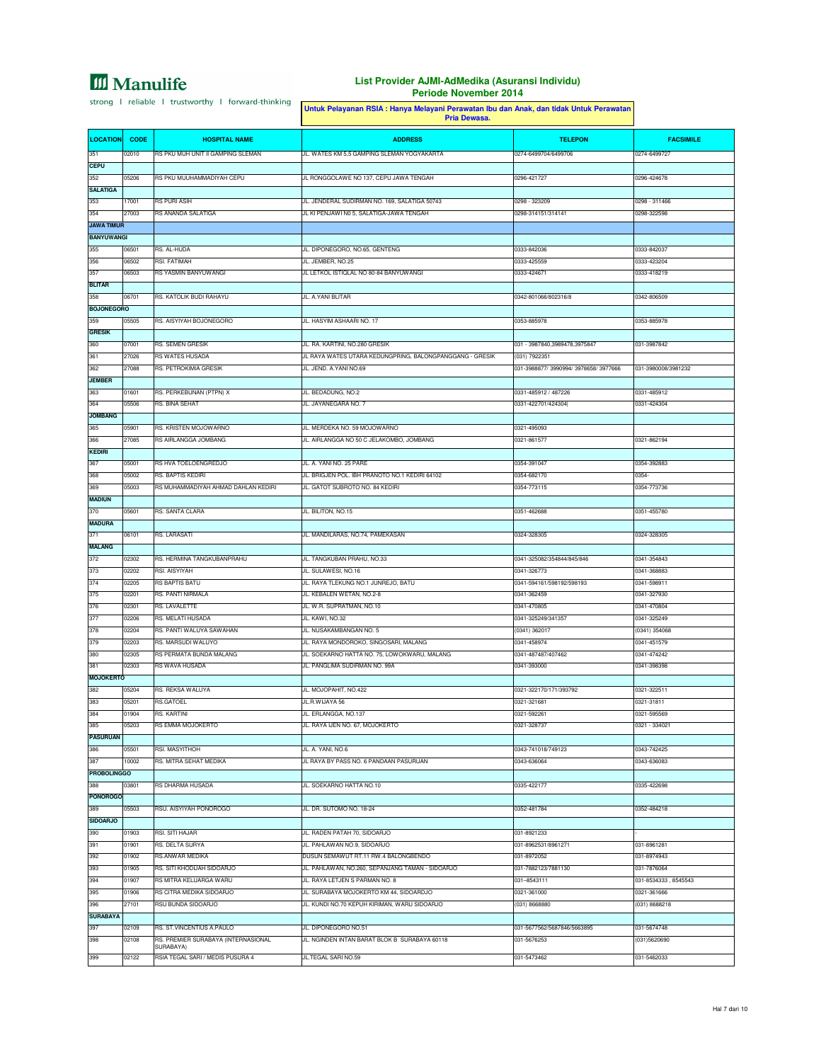**Manulife**

strong | reliable | trustworthy | forward-thinking

## List Provider AJMI-AdMedika (Asuransi Individu)
## Periode November 2014

**Untuk Pelayanan RSIA : Hanya Melayani Perawatan Ibu dan Anak, dan tidak Untuk Perawatan Pria Dewasa.**

| LOCATION | CODE | HOSPITAL NAME | ADDRESS | TELEPON | FACSIMILE |
|---|---|---|---|---|---|
| 351 | 02010 | RS PKU MUH UNIT II GAMPING SLEMAN | JL. WATES KM 5,5 GAMPING SLEMAN YOGYAKARTA | 0274-6499704/6499706 | 0274-6499727 |
| **CEPU** | | | | | |
| 352 | 05206 | RS PKU MUUHAMMADIYAH CEPU | JL RONGGOLAWE NO 137, CEPU JAWA TENGAH | 0296-421727 | 0296-424678 |
| **SALATIGA** | | | | | |
| 353 | 17001 | RS PURI ASIH | JL. JENDERAL SUDIRMAN NO. 169, SALATIGA 50743 | 0298 - 323209 | 0298 - 311466 |
| 354 | 27003 | RS ANANDA SALATIGA | JL KI PENJAWI N0 5, SALATIGA-JAWA TENGAH | 0298-314151/314141 | 0298-322598 |
| **JAWA TIMUR** | | | | | |
| **BANYUWANGI** | | | | | |
| 355 | 06501 | RS. AL-HUDA | JL. DIPONEGORO, NO.65, GENTENG | 0333-842036 | 0333-842037 |
| 356 | 06502 | RSI. FATIMAH | JL. JEMBER, NO.25 | 0333-425559 | 0333-423204 |
| 357 | 06503 | RS YASMIN BANYUWANGI | JL LETKOL ISTIQLAL NO 80-84 BANYUWANGI | 0333-424671 | 0333-418219 |
| **BLITAR** | | | | | |
| 358 | 06701 | RS. KATOLIK BUDI RAHAYU | JL. A.YANI BLITAR | 0342-801066/802316/8 | 0342-806509 |
| **BOJONEGORO** | | | | | |
| 359 | 05505 | RS. AISYIYAH BOJONEGORO | JL. HASYIM ASHAARI NO. 17 | 0353-885978 | 0353-885978 |
| **GRESIK** | | | | | |
| 360 | 07001 | RS. SEMEN GRESIK | JL. RA. KARTINI, NO.280 GRESIK | 031 - 3987840,3989478,3975847 | 031-3987842 |
| 361 | 27026 | RS WATES HUSADA | JL RAYA WATES UTARA KEDUNGPRING, BALONGPANGGANG - GRESIK | (031) 7922351 | |
| 362 | 27088 | RS. PETROKIMIA GRESIK | JL. JEND. A.YANI NO.69 | 031-3988877/ 3990994/ 3978658/ 3977666 | 031-3980008/3981232 |
| **JEMBER** | | | | | |
| 363 | 01601 | RS. PERKEBUNAN (PTPN) X | JL. BEDADUNG, NO.2 | 0331-485912 / 487226 | 0331-485912 |
| 364 | 05506 | RS. BINA SEHAT | JL. JAYANEGARA NO. 7 | 0331-422701/424304\| | 0331-424304 |
| **JOMBANG** | | | | | |
| 365 | 05901 | RS. KRISTEN MOJOWARNO | JL. MERDEKA NO. 59 MOJOWARNO | 0321-495093 | |
| 366 | 27085 | RS AIRLANGGA JOMBANG | JL. AIRLANGGA NO 50 C JELAKOMBO, JOMBANG | 0321-861577 | 0321-862194 |
| **KEDIRI** | | | | | |
| 367 | 05001 | RS HVA TOELOENGREDJO | JL. A. YANI NO. 25 PARE | 0354-391047 | 0354-392883 |
| 368 | 05002 | RS. BAPTIS KEDIRI | JL. BRIGJEN POL. IBH PRANOTO NO.1 KEDIRI 64102 | 0354-682170 | 0354- |
| 369 | 05003 | RS MUHAMMADIYAH AHMAD DAHLAN KEDIRI | JL. GATOT SUBROTO NO. 84 KEDIRI | 0354-773115 | 0354-773736 |
| **MADIUN** | | | | | |
| 370 | 05601 | RS. SANTA CLARA | JL. BILITON, NO.15 | 0351-462688 | 0351-455780 |
| **MADURA** | | | | | |
| 371 | 06101 | RS. LARASATI | JL. MANDILARAS, NO.74, PAMEKASAN | 0324-328305 | 0324-328305 |
| **MALANG** | | | | | |
| 372 | 02302 | RS. HERMINA TANGKUBANPRAHU | JL. TANGKUBAN PRAHU, NO.33 | 0341-325082/354844/845/846 | 0341-354843 |
| 373 | 02202 | RSI. AISYIYAH | JL. SULAWESI, NO.16 | 0341-326773 | 0341-368883 |
| 374 | 02205 | RS BAPTIS BATU | JL. RAYA TLEKUNG NO.1 JUNREJO, BATU | 0341-594161/598192/598193 | 0341-598911 |
| 375 | 02201 | RS. PANTI NIRMALA | JL. KEBALEN WETAN, NO.2-8 | 0341-362459 | 0341-327930 |
| 376 | 02301 | RS. LAVALETTE | JL. W.R. SUPRATMAN, NO.10 | 0341-470805 | 0341-470804 |
| 377 | 02206 | RS. MELATI HUSADA | JL. KAWI, NO.32 | 0341-325249/341357 | 0341-325249 |
| 378 | 02204 | RS. PANTI WALUYA SAWAHAN | JL. NUSAKAMBANGAN NO. 5 | (0341) 362017 | (0341) 354068 |
| 379 | 02203 | RS. MARSUDI WALUYO | JL. RAYA MONDOROKO, SINGOSARI, MALANG | 0341-458974 | 0341-451579 |
| 380 | 02305 | RS PERMATA BUNDA MALANG | JL. SOEKARNO HATTA NO. 75, LOWOKWARU, MALANG | 0341-487487/407462 | 0341-474242 |
| 381 | 02303 | RS WAVA HUSADA | JL. PANGLIMA SUDIRMAN NO. 99A | 0341-393000 | 0341-398398 |
| **MOJOKERTO** | | | | | |
| 382 | 05204 | RS. REKSA WALUYA | JL. MOJOPAHIT, NO.422 | 0321-322170/171/393792 | 0321-322511 |
| 383 | 05201 | RS.GATOEL | JL.R.WIJAYA 56 | 0321-321681 | 0321-31811 |
| 384 | 01904 | RS. KARTINI | JL. ERLANGGA, NO.137 | 0321-592261 | 0321-595569 |
| 385 | 05203 | RS EMMA MOJOKERTO | JL. RAYA IJEN NO. 67, MOJOKERTO | 0321-328737 | 0321 - 334021 |
| **PASURUAN** | | | | | |
| 386 | 05501 | RSI. MASYITHOH | JL. A. YANI, NO.6 | 0343-741018/749123 | 0343-742425 |
| 387 | 10002 | RS. MITRA SEHAT MEDIKA | JL RAYA BY PASS NO. 6 PANDAAN PASURUAN | 0343-636064 | 0343-636083 |
| **PROBOLINGGO** | | | | | |
| 388 | 03801 | RS DHARMA HUSADA | JL. SOEKARNO HATTA NO.10 | 0335-422177 | 0335-422698 |
| **PONOROGO** | | | | | |
| 389 | 05503 | RSU. AISYIYAH PONOROGO | JL. DR. SUTOMO NO. 18-24 | 0352-481784 | 0352-484218 |
| **SIDOARJO** | | | | | |
| 390 | 01903 | RSI. SITI HAJAR | JL. RADEN PATAH 70, SIDOARJO | 031-8921233 | - |
| 391 | 01901 | RS. DELTA SURYA | JL. PAHLAWAN NO.9, SIDOARJO | 031-8962531/8961271 | 031-8961281 |
| 392 | 01902 | RS.ANWAR MEDIKA | DUSUN SEMAWUT RT.11 RW.4 BALONGBENDO | 031-8972052 | 031-8974943 |
| 393 | 01905 | RS. SITI KHODIJAH SIDOARJO | JL. PAHLAWAN, NO.260, SEPANJANG TAMAN - SIDOARJO | 031-7882123/7881130 | 031-7876064 |
| 394 | 01907 | RS MITRA KELUARGA WARU | JL. RAYA LETJEN S PARMAN NO. 8 | 031-8543111 | 031-8534333 , 8545543 |
| 395 | 01906 | RS CITRA MEDIKA SIDOARJO | JL. SURABAYA MOJOKERTO KM 44, SIDOARJO | 0321-361000 | 0321-361666 |
| 396 | 27101 | RSU BUNDA SIDOARJO | JL. KUNDI NO.70 KEPUH KIRIMAN, WARU SIDOARJO | (031) 8668880 | (031) 8688218 |
| **SURABAYA** | | | | | |
| 397 | 02109 | RS. ST.VINCENTIUS A.PAULO | JL. DIPONEGORO NO.51 | 031-5677562/5687846/5663895 | 031-5674748 |
| 398 | 02108 | RS. PREMIER SURABAYA (INTERNASIONAL SURABAYA) | JL. NGINDEN INTAN BARAT BLOK B SURABAYA 60118 | 031-5676253 | (031)5620690 |
| 399 | 02122 | RSIA TEGAL SARI / MEDIS PUSURA 4 | JL.TEGAL SARI NO.59 | 031-5473462 | 031-5462033 |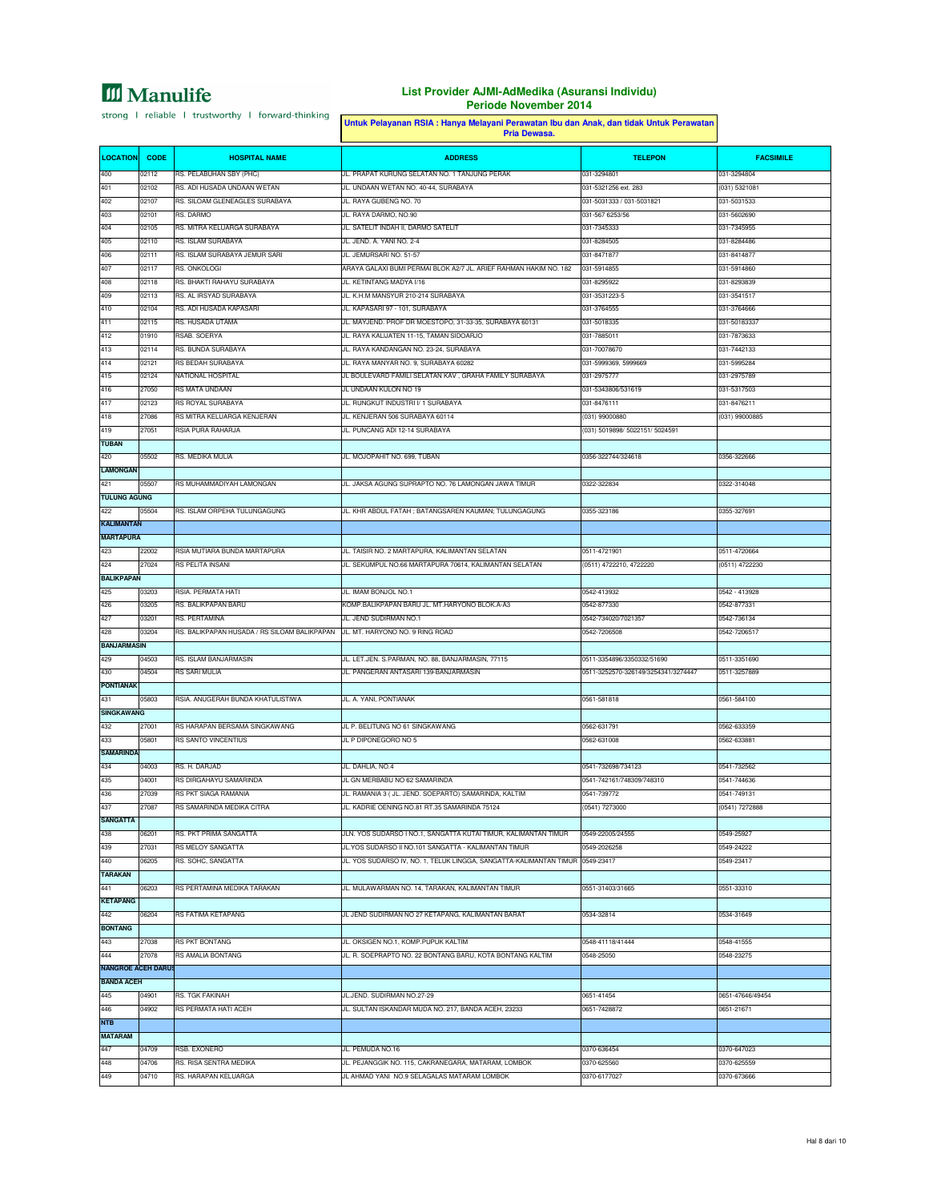Manulife

strong | reliable | trustworthy | forward-thinking

# List Provider AJMI-AdMedika (Asuransi Individu)
## Periode November 2014

**Untuk Pelayanan RSIA : Hanya Melayani Perawatan Ibu dan Anak, dan tidak Untuk Perawatan Pria Dewasa.**

| LOCATION | CODE | HOSPITAL NAME | ADDRESS | TELEPON | FACSIMILE |
|---|---|---|---|---|---|
| 400 | 02112 | RS. PELABUHAN SBY (PHC) | JL. PRAPAT KURUNG SELATAN NO. 1 TANJUNG PERAK | 031-3294801 | 031-3294804 |
| 401 | 02102 | RS. ADI HUSADA UNDAAN WETAN | JL. UNDAAN WETAN NO. 40-44, SURABAYA | 031-5321256 ext. 283 | (031) 5321081 |
| 402 | 02107 | RS. SILOAM GLENEAGLES SURABAYA | JL. RAYA GUBENG NO. 70 | 031-5031333 / 031-5031821 | 031-5031533 |
| 403 | 02101 | RS. DARMO | JL. RAYA DARMO, NO.90 | 031-567 6253/56 | 031-5602690 |
| 404 | 02105 | RS. MITRA KELUARGA SURABAYA | JL. SATELIT INDAH II, DARMO SATELIT | 031-7345333 | 031-7345955 |
| 405 | 02110 | RS. ISLAM SURABAYA | JL. JEND. A. YANI NO. 2-4 | 031-8284505 | 031-8284486 |
| 406 | 02111 | RS. ISLAM SURABAYA JEMUR SARI | JL. JEMURSARI NO. 51-57 | 031-8471877 | 031-8414877 |
| 407 | 02117 | RS. ONKOLOGI | ARAYA GALAXI BUMI PERMAI BLOK A2/7 JL. ARIEF RAHMAN HAKIM NO. 182 | 031-5914855 | 031-5914860 |
| 408 | 02118 | RS. BHAKTI RAHAYU SURABAYA | JL. KETINTANG MADYA I/16 | 031-8295922 | 031-8293839 |
| 409 | 02113 | RS. AL IRSYAD SURABAYA | JL. K.H.M MANSYUR 210-214 SURABAYA | 031-3531223-5 | 031-3541517 |
| 410 | 02104 | RS. ADI HUSADA KAPASARI | JL. KAPASARI 97 - 101, SURABAYA | 031-3764555 | 031-3764666 |
| 411 | 02115 | RS. HUSADA UTAMA | JL. MAYJEND. PROF DR MOESTOPO, 31-33-35, SURABAYA 60131 | 031-5018335 | 031-50183337 |
| 412 | 01910 | RSAB. SOERYA | JL. RAYA KALIJATEN 11-15, TAMAN SIDOARJO | 031-7885011 | 031-7873633 |
| 413 | 02114 | RS. BUNDA SURABAYA | JL. RAYA KANDANGAN NO. 23-24, SURABAYA | 031-70078670 | 031-7442133 |
| 414 | 02121 | RS BEDAH SURABAYA | JL. RAYA MANYAR NO. 9, SURABAYA 60282 | 031-5999369, 5999669 | 031-5995284 |
| 415 | 02124 | NATIONAL HOSPITAL | JL BOULEVARD FAMILI SELATAN KAV , GRAHA FAMILY SURABAYA | 031-2975777 | 031-2975789 |
| 416 | 27050 | RS MATA UNDAAN | JL UNDAAN KULON NO 19 | 031-5343806/531619 | 031-5317503 |
| 417 | 02123 | RS ROYAL SURABAYA | JL. RUNGKUT INDUSTRI I/ 1 SURABAYA | 031-8476111 | 031-8476211 |
| 418 | 27086 | RS MITRA KELUARGA KENJERAN | JL. KENJERAN 506 SURABAYA 60114 | (031) 99000880 | (031) 99000885 |
| 419 | 27051 | RSIA PURA RAHARJA | JL. PUNCANG ADI 12-14 SURABAYA | (031) 5019898/ 5022151/ 5024591 | |
| **TUBAN** | | | | | |
| 420 | 05502 | RS. MEDIKA MULIA | JL. MOJOPAHIT NO. 699, TUBAN | 0356-322744/324618 | 0356-322666 |
| **LAMONGAN** | | | | | |
| 421 | 05507 | RS MUHAMMADIYAH LAMONGAN | JL. JAKSA AGUNG SUPRAPTO NO. 76 LAMONGAN JAWA TIMUR | 0322-322834 | 0322-314048 |
| **TULUNG AGUNG** | | | | | |
| 422 | 05504 | RS. ISLAM ORPEHA TULUNGAGUNG | JL. KHR ABDUL FATAH ; BATANGSAREN KAUMAN; TULUNGAGUNG | 0355-323186 | 0355-327691 |
| **KALIMANTAN** | | | | | |
| **MARTAPURA** | | | | | |
| 423 | 22002 | RSIA MUTIARA BUNDA MARTAPURA | JL. TAISIR NO. 2 MARTAPURA, KALIMANTAN SELATAN | 0511-4721901 | 0511-4720664 |
| 424 | 27024 | RS PELITA INSANI | JL. SEKUMPUL NO.66 MARTAPURA 70614, KALIMANTAN SELATAN | (0511) 4722210, 4722220 | (0511) 4722230 |
| **BALIKPAPAN** | | | | | |
| 425 | 03203 | RSIA. PERMATA HATI | JL. IMAM BONJOL NO.1 | 0542-413932 | 0542 - 413928 |
| 426 | 03205 | RS. BALIKPAPAN BARU | KOMP.BALIKPAPAN BARU JL. MT.HARYONO BLOK.A-A3 | 0542-877330 | 0542-877331 |
| 427 | 03201 | RS. PERTAMINA | JL. JEND SUDIRMAN NO.1 | 0542-734020/7021357 | 0542-736134 |
| 428 | 03204 | RS. BALIKPAPAN HUSADA / RS SILOAM BALIKPAPAN | JL. MT. HARYONO NO. 9 RING ROAD | 0542-7206508 | 0542-7206517 |
| **BANJARMASIN** | | | | | |
| 429 | 04503 | RS. ISLAM BANJARMASIN | JL. LET.JEN. S.PARMAN, NO. 88, BANJARMASIN, 77115 | 0511-3354896/3350332/51690 | 0511-3351690 |
| 430 | 04504 | RS SARI MULIA | JL. PANGERAN ANTASARI 139-BANJARMASIN | 0511-3252570-326149/3254341/3274447 | 0511-3257889 |
| **PONTIANAK** | | | | | |
| 431 | 05803 | RSIA. ANUGERAH BUNDA KHATULISTIWA | JL. A. YANI, PONTIANAK | 0561-581818 | 0561-584100 |
| **SINGKAWANG** | | | | | |
| 432 | 27001 | RS HARAPAN BERSAMA SINGKAWANG | JL P. BELITUNG NO 61 SINGKAWANG | 0562-631791 | 0562-633359 |
| 433 | 05801 | RS SANTO VINCENTIUS | JL P DIPONEGORO NO 5 | 0562-631008 | 0562-633881 |
| **SAMARINDA** | | | | | |
| 434 | 04003 | RS. H. DARJAD | JL. DAHLIA, NO.4 | 0541-732698/734123 | 0541-732562 |
| 435 | 04001 | RS DIRGAHAYU SAMARINDA | JL GN MERBABU NO 62 SAMARINDA | 0541-742161/748309/748310 | 0541-744636 |
| 436 | 27039 | RS PKT SIAGA RAMANIA | JL. RAMANIA 3 ( JL. JEND. SOEPARTO) SAMARINDA, KALTIM | 0541-739772 | 0541-749131 |
| 437 | 27087 | RS SAMARINDA MEDIKA CITRA | JL. KADRIE OENING NO.81 RT.35 SAMARINDA 75124 | (0541) 7273000 | (0541) 7272888 |
| **SANGATTA** | | | | | |
| 438 | 06201 | RS. PKT PRIMA SANGATTA | JLN. YOS SUDARSO I NO.1, SANGATTA KUTAI TIMUR, KALIMANTAN TIMUR | 0549-22005/24555 | 0549-25927 |
| 439 | 27031 | RS MELOY SANGATTA | JL.YOS SUDARSO II NO.101 SANGATTA - KALIMANTAN TIMUR | 0549-2026258 | 0549-24222 |
| 440 | 06205 | RS. SOHC, SANGATTA | JL. YOS SUDARSO IV, NO. 1, TELUK LINGGA, SANGATTA-KALIMANTAN TIMUR | 0549-23417 | 0549-23417 |
| **TARAKAN** | | | | | |
| 441 | 06203 | RS PERTAMINA MEDIKA TARAKAN | JL. MULAWARMAN NO. 14, TARAKAN, KALIMANTAN TIMUR | 0551-31403/31665 | 0551-33310 |
| **KETAPANG** | | | | | |
| 442 | 06204 | RS FATIMA KETAPANG | JL JEND SUDIRMAN NO 27 KETAPANG, KALIMANTAN BARAT | 0534-32814 | 0534-31649 |
| **BONTANG** | | | | | |
| 443 | 27038 | RS PKT BONTANG | JL. OKSIGEN NO.1, KOMP.PUPUK KALTIM | 0548-41118/41444 | 0548-41555 |
| 444 | 27078 | RS AMALIA BONTANG | JL. R. SOEPRAPTO NO. 22 BONTANG BARU, KOTA BONTANG KALTIM | 0548-25050 | 0548-23275 |
| **NANGROE ACEH DARUS** | | | | | |
| **BANDA ACEH** | | | | | |
| 445 | 04901 | RS. TGK FAKINAH | JL.JEND. SUDIRMAN NO.27-29 | 0651-41454 | 0651-47646/49454 |
| 446 | 04902 | RS PERMATA HATI ACEH | JL. SULTAN ISKANDAR MUDA NO. 217, BANDA ACEH, 23233 | 0651-7428872 | 0651-21671 |
| **NTB** | | | | | |
| **MATARAM** | | | | | |
| 447 | 04709 | RSB. EXONERO | JL. PEMUDA NO.16 | 0370-636454 | 0370-647023 |
| 448 | 04706 | RS. RISA SENTRA MEDIKA | JL. PEJANGGIK NO. 115, CAKRANEGARA, MATARAM, LOMBOK | 0370-625560 | 0370-625559 |
| 449 | 04710 | RS. HARAPAN KELUARGA | JL AHMAD YANI NO.9 SELAGALAS MATARAM LOMBOK | 0370-6177027 | 0370-673666 |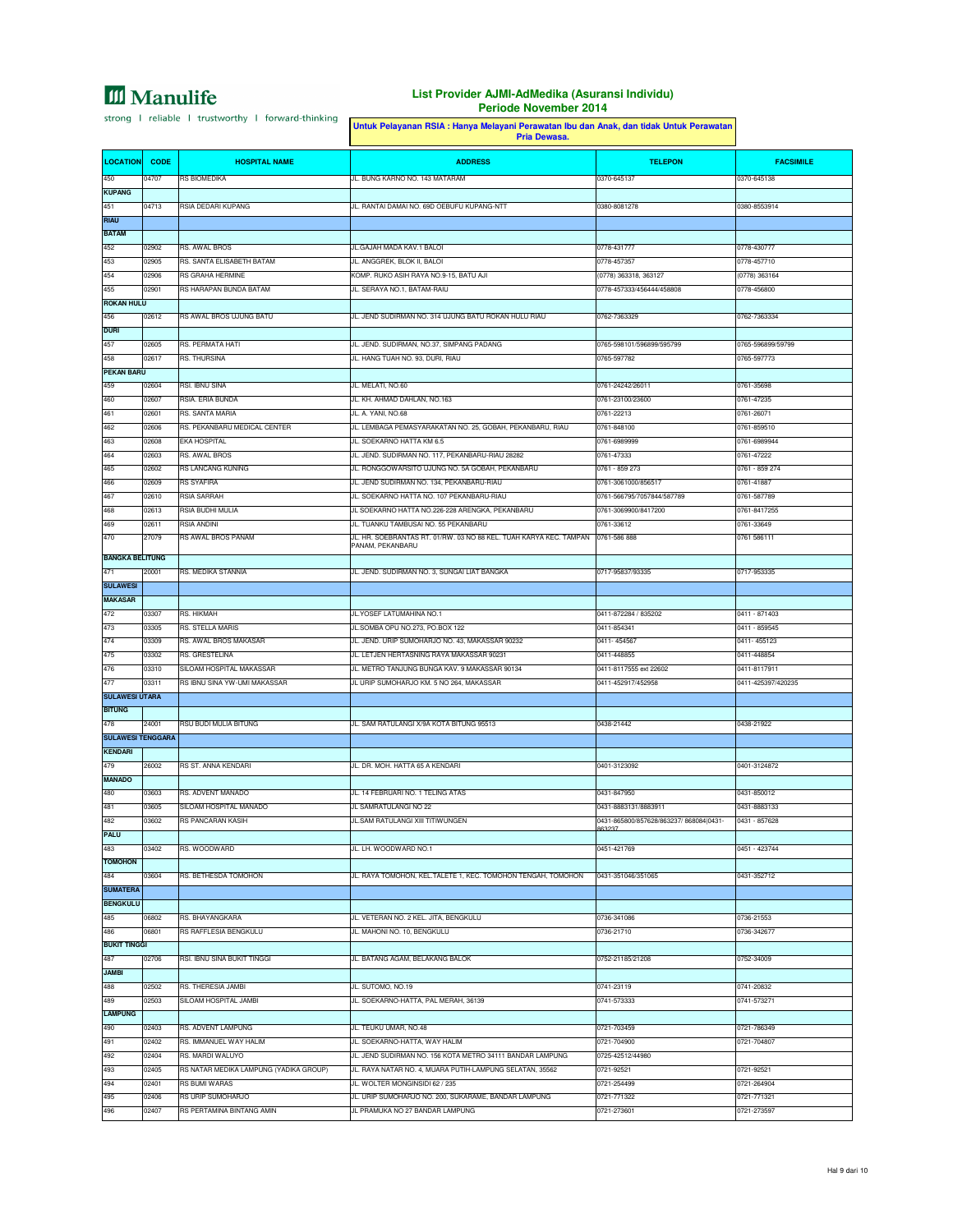Manulife

strong | reliable | trustworthy | forward-thinking

## List Provider AJMI-AdMedika (Asuransi Individu)
## Periode November 2014

**Untuk Pelayanan RSIA : Hanya Melayani Perawatan Ibu dan Anak, dan tidak Untuk Perawatan Pria Dewasa.**

| LOCATION | CODE | HOSPITAL NAME | ADDRESS | TELEPON | FACSIMILE |
|---|---|---|---|---|---|
| 450 | 04707 | RS BIOMEDIKA | JL. BUNG KARNO NO. 143 MATARAM | 0370-645137 | 0370-645138 |
| **KUPANG** | | | | | |
| 451 | 04713 | RSIA DEDARI KUPANG | JL. RANTAI DAMAI NO. 69D OEBUFU KUPANG-NTT | 0380-8081278 | 0380-8553914 |
| **RIAU** | | | | | |
| **BATAM** | | | | | |
| 452 | 02902 | RS. AWAL BROS | JL.GAJAH MADA KAV.1 BALOI | 0778-431777 | 0778-430777 |
| 453 | 02905 | RS. SANTA ELISABETH BATAM | JL. ANGGREK, BLOK II, BALOI | 0778-457357 | 0778-457710 |
| 454 | 02906 | RS GRAHA HERMINE | KOMP. RUKO ASIH RAYA NO.9-15, BATU AJI | (0778) 363318, 363127 | (0778) 363164 |
| 455 | 02901 | RS HARAPAN BUNDA BATAM | JL. SERAYA NO.1, BATAM-RAIU | 0778-457333/456444/458808 | 0778-456800 |
| **ROKAN HULU** | | | | | |
| 456 | 02612 | RS AWAL BROS UJUNG BATU | JL. JEND SUDIRMAN NO. 314 UJUNG BATU ROKAN HULU RIAU | 0762-7363329 | 0762-7363334 |
| **DURI** | | | | | |
| 457 | 02605 | RS. PERMATA HATI | JL. JEND. SUDIRMAN, NO.37, SIMPANG PADANG | 0765-598101/596899/595799 | 0765-596899/59799 |
| 458 | 02617 | RS. THURSINA | JL. HANG TUAH NO. 93, DURI, RIAU | 0765-597782 | 0765-597773 |
| **PEKAN BARU** | | | | | |
| 459 | 02604 | RSI. IBNU SINA | JL. MELATI, NO.60 | 0761-24242/26011 | 0761-35698 |
| 460 | 02607 | RSIA. ERIA BUNDA | JL. KH. AHMAD DAHLAN, NO.163 | 0761-23100/23600 | 0761-47235 |
| 461 | 02601 | RS. SANTA MARIA | JL. A. YANI, NO.68 | 0761-22213 | 0761-26071 |
| 462 | 02606 | RS. PEKANBARU MEDICAL CENTER | JL. LEMBAGA PEMASYARAKATAN NO. 25, GOBAH, PEKANBARU, RIAU | 0761-848100 | 0761-859510 |
| 463 | 02608 | EKA HOSPITAL | JL. SOEKARNO HATTA KM 6.5 | 0761-6989999 | 0761-6989944 |
| 464 | 02603 | RS. AWAL BROS | JL. JEND. SUDIRMAN NO. 117, PEKANBARU-RIAU 28282 | 0761-47333 | 0761-47222 |
| 465 | 02602 | RS LANCANG KUNING | JL. RONGGOWARSITO UJUNG NO. 5A GOBAH, PEKANBARU | 0761 - 859 273 | 0761 - 859 274 |
| 466 | 02609 | RS SYAFIRA | JL. JEND SUDIRMAN NO. 134, PEKANBARU-RIAU | 0761-3061000/856517 | 0761-41887 |
| 467 | 02610 | RSIA SARRAH | JL. SOEKARNO HATTA NO. 107 PEKANBARU-RIAU | 0761-566795/7057844/587789 | 0761-587789 |
| 468 | 02613 | RSIA BUDHI MULIA | JL SOEKARNO HATTA NO.226-228 ARENGKA, PEKANBARU | 0761-3069900/8417200 | 0761-8417255 |
| 469 | 02611 | RSIA ANDINI | JL. TUANKU TAMBUSAI NO. 55 PEKANBARU | 0761-33612 | 0761-33649 |
| 470 | 27079 | RS AWAL BROS PANAM | JL. HR. SOEBRANTAS RT. 01/RW. 03 NO 88 KEL. TUAH KARYA KEC. TAMPAN PANAM, PEKANBARU | 0761-586 888 | 0761 586111 |
| **BANGKA BELITUNG** | | | | | |
| 471 | 20001 | RS. MEDIKA STANNIA | JL. JEND. SUDIRMAN NO. 3, SUNGAI LIAT BANGKA | 0717-95837/93335 | 0717-953335 |
| **SULAWESI** | | | | | |
| **MAKASAR** | | | | | |
| 472 | 03307 | RS. HIKMAH | JL.YOSEF LATUMAHINA NO.1 | 0411-872284 / 835202 | 0411 - 871403 |
| 473 | 03305 | RS. STELLA MARIS | JL.SOMBA OPU NO.273, PO.BOX 122 | 0411-854341 | 0411 - 859545 |
| 474 | 03309 | RS. AWAL BROS MAKASAR | JL. JEND. URIP SUMOHARJO NO. 43, MAKASSAR 90232 | 0411- 454567 | 0411- 455123 |
| 475 | 03302 | RS. GRESTELINA | JL. LETJEN HERTASNING RAYA MAKASSAR 90231 | 0411-448855 | 0411-448854 |
| 476 | 03310 | SILOAM HOSPITAL MAKASSAR | JL. METRO TANJUNG BUNGA KAV. 9 MAKASSAR 90134 | 0411-8117555 ext 22602 | 0411-8117911 |
| 477 | 03311 | RS IBNU SINA YW-UMI MAKASSAR | JL URIP SUMOHARJO KM. 5 NO 264, MAKASSAR | 0411-452917/452958 | 0411-425397/420235 |
| **SULAWESI UTARA** | | | | | |
| **BITUNG** | | | | | |
| 478 | 24001 | RSU BUDI MULIA BITUNG | JL. SAM RATULANGI X/9A KOTA BITUNG 95513 | 0438-21442 | 0438-21922 |
| **SULAWESI TENGGARA** | | | | | |
| **KENDARI** | | | | | |
| 479 | 26002 | RS ST. ANNA KENDARI | JL. DR. MOH. HATTA 65 A KENDARI | 0401-3123092 | 0401-3124872 |
| **MANADO** | | | | | |
| 480 | 03603 | RS. ADVENT MANADO | JL. 14 FEBRUARI NO. 1 TELING ATAS | 0431-847950 | 0431-850012 |
| 481 | 03605 | SILOAM HOSPITAL MANADO | JL SAMRATULANGI NO 22 | 0431-8883131/8883911 | 0431-8883133 |
| 482 | 03602 | RS PANCARAN KASIH | JL.SAM RATULANGI XIII TITIWUNGEN | 0431-865800/857628/863237/ 868084\|0431-863237 | 0431 - 857628 |
| **PALU** | | | | | |
| 483 | 03402 | RS. WOODWARD | JL. LH. WOODWARD NO.1 | 0451-421769 | 0451 - 423744 |
| **TOMOHON** | | | | | |
| 484 | 03604 | RS. BETHESDA TOMOHON | JL. RAYA TOMOHON, KEL.TALETE 1, KEC. TOMOHON TENGAH, TOMOHON | 0431-351046/351065 | 0431-352712 |
| **SUMATERA** | | | | | |
| **BENGKULU** | | | | | |
| 485 | 06802 | RS. BHAYANGKARA | JL. VETERAN NO. 2 KEL. JITA, BENGKULU | 0736-341086 | 0736-21553 |
| 486 | 06801 | RS RAFFLESIA BENGKULU | JL. MAHONI NO. 10, BENGKULU | 0736-21710 | 0736-342677 |
| **BUKIT TINGGI** | | | | | |
| 487 | 02706 | RSI. IBNU SINA BUKIT TINGGI | JL. BATANG AGAM, BELAKANG BALOK | 0752-21185/21208 | 0752-34009 |
| **JAMBI** | | | | | |
| 488 | 02502 | RS. THERESIA JAMBI | JL. SUTOMO, NO.19 | 0741-23119 | 0741-20832 |
| 489 | 02503 | SILOAM HOSPITAL JAMBI | JL. SOEKARNO-HATTA, PAL MERAH, 36139 | 0741-573333 | 0741-573271 |
| **LAMPUNG** | | | | | |
| 490 | 02403 | RS. ADVENT LAMPUNG | JL. TEUKU UMAR, NO.48 | 0721-703459 | 0721-786349 |
| 491 | 02402 | RS. IMMANUEL WAY HALIM | JL. SOEKARNO-HATTA, WAY HALIM | 0721-704900 | 0721-704807 |
| 492 | 02404 | RS. MARDI WALUYO | JL. JEND SUDIRMAN NO. 156 KOTA METRO 34111 BANDAR LAMPUNG | 0725-42512/44980 | |
| 493 | 02405 | RS NATAR MEDIKA LAMPUNG (YADIKA GROUP) | JL. RAYA NATAR NO. 4, MUARA PUTIH-LAMPUNG SELATAN, 35562 | 0721-92521 | 0721-92521 |
| 494 | 02401 | RS BUMI WARAS | JL. WOLTER MONGINSIDI 62 / 235 | 0721-254499 | 0721-264904 |
| 495 | 02406 | RS URIP SUMOHARJO | JL. URIP SUMOHARJO NO. 200, SUKARAME, BANDAR LAMPUNG | 0721-771322 | 0721-771321 |
| 496 | 02407 | RS PERTAMINA BINTANG AMIN | JL PRAMUKA NO 27 BANDAR LAMPUNG | 0721-273601 | 0721-273597 |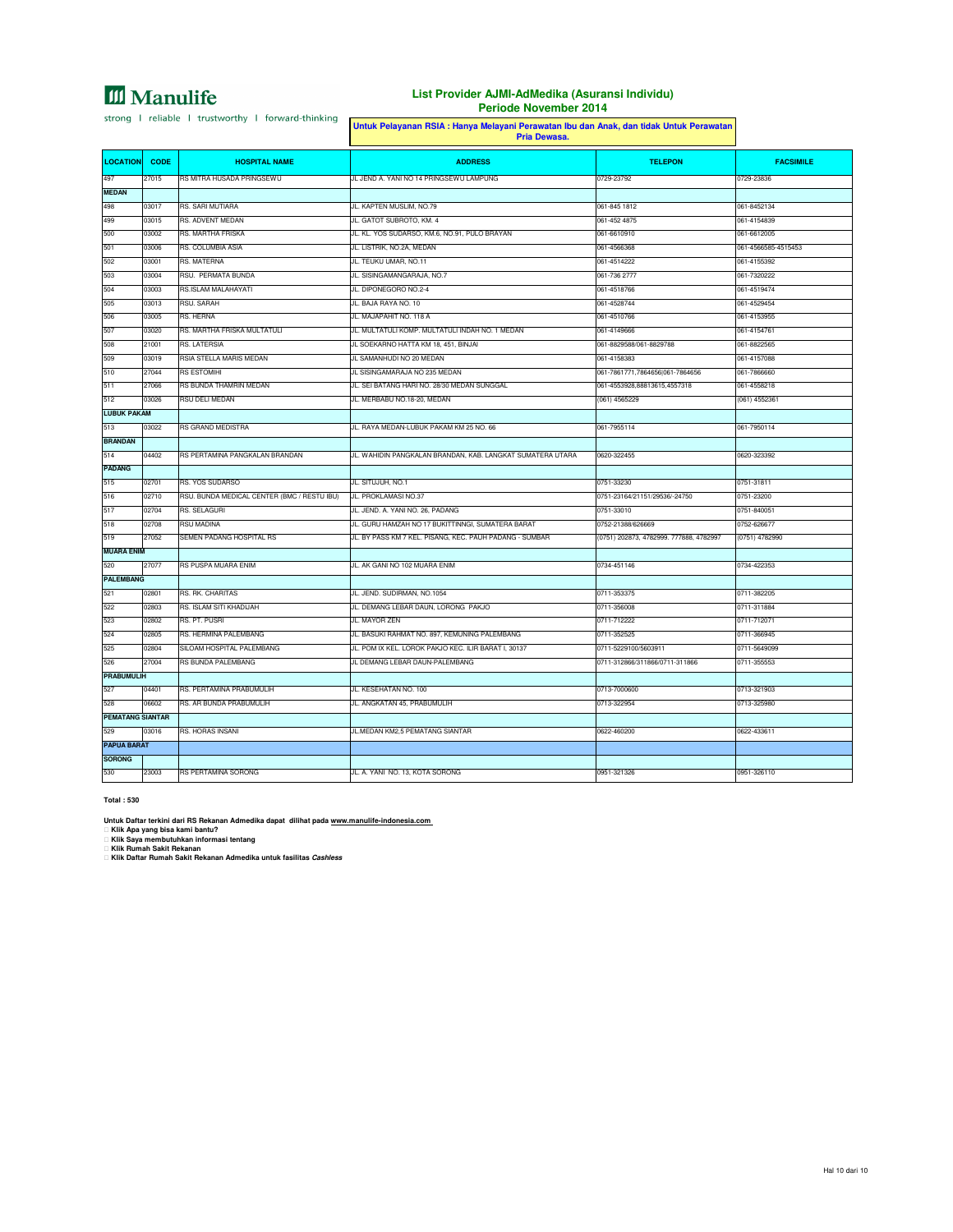**Manulife**

strong | reliable | trustworthy | forward-thinking

## List Provider AJMI-AdMedika (Asuransi Individu)
## Periode November 2014

**Untuk Pelayanan RSIA : Hanya Melayani Perawatan Ibu dan Anak, dan tidak Untuk Perawatan Pria Dewasa.**

| LOCATION | CODE | HOSPITAL NAME | ADDRESS | TELEPON | FACSIMILE |
|---|---|---|---|---|---|
| 497 | 27015 | RS MITRA HUSADA PRINGSEWU | JL JEND A. YANI NO 14 PRINGSEWU LAMPUNG | 0729-23792 | 0729-23836 |
| **MEDAN** | | | | | |
| 498 | 03017 | RS. SARI MUTIARA | JL. KAPTEN MUSLIM, NO.79 | 061-845 1812 | 061-8452134 |
| 499 | 03015 | RS. ADVENT MEDAN | JL. GATOT SUBROTO, KM. 4 | 061-452 4875 | 061-4154839 |
| 500 | 03002 | RS. MARTHA FRISKA | JL. KL. YOS SUDARSO, KM.6, NO.91, PULO BRAYAN | 061-6610910 | 061-6612005 |
| 501 | 03006 | RS. COLUMBIA ASIA | JL. LISTRIK, NO.2A, MEDAN | 061-4566368 | 061-4566585-4515453 |
| 502 | 03001 | RS. MATERNA | JL. TEUKU UMAR, NO.11 | 061-4514222 | 061-4155392 |
| 503 | 03004 | RSU. PERMATA BUNDA | JL. SISINGAMANGARAJA, NO.7 | 061-736 2777 | 061-7320222 |
| 504 | 03003 | RS.ISLAM MALAHAYATI | JL. DIPONEGORO NO.2-4 | 061-4518766 | 061-4519474 |
| 505 | 03013 | RSU. SARAH | JL. BAJA RAYA NO. 10 | 061-4528744 | 061-4529454 |
| 506 | 03005 | RS. HERNA | JL. MAJAPAHIT NO. 118 A | 061-4510766 | 061-4153955 |
| 507 | 03020 | RS. MARTHA FRISKA MULTATULI | JL. MULTATULI KOMP. MULTATULI INDAH NO. 1 MEDAN | 061-4149666 | 061-4154761 |
| 508 | 21001 | RS. LATERSIA | JL SOEKARNO HATTA KM 18, 451, BINJAI | 061-8829588/061-8829788 | 061-8822565 |
| 509 | 03019 | RSIA STELLA MARIS MEDAN | JL SAMANHUDI NO 20 MEDAN | 061-4158383 | 061-4157088 |
| 510 | 27044 | RS ESTOMIHI | JL SISINGAMARAJA NO 235 MEDAN | 061-7861771,7864656(061-7864656 | 061-7866660 |
| 511 | 27066 | RS BUNDA THAMRIN MEDAN | JL. SEI BATANG HARI NO. 28/30 MEDAN SUNGGAL | 061-4553928,88813615,4557318 | 061-4558218 |
| 512 | 03026 | RSU DELI MEDAN | JL. MERBABU NO.18-20, MEDAN | (061) 4565229 | (061) 4552361 |
| **LUBUK PAKAM** | | | | | |
| 513 | 03022 | RS GRAND MEDISTRA | JL. RAYA MEDAN-LUBUK PAKAM KM 25 NO. 66 | 061-7955114 | 061-7950114 |
| **BRANDAN** | | | | | |
| 514 | 04402 | RS PERTAMINA PANGKALAN BRANDAN | JL. WAHIDIN PANGKALAN BRANDAN, KAB. LANGKAT SUMATERA UTARA | 0620-322455 | 0620-323392 |
| **PADANG** | | | | | |
| 515 | 02701 | RS. YOS SUDARSO | JL. SITUJUH, NO.1 | 0751-33230 | 0751-31811 |
| 516 | 02710 | RSU. BUNDA MEDICAL CENTER (BMC / RESTU IBU) | JL. PROKLAMASI NO.37 | 0751-23164/21151/29536/-24750 | 0751-23200 |
| 517 | 02704 | RS. SELAGURI | JL. JEND. A. YANI NO. 26, PADANG | 0751-33010 | 0751-840051 |
| 518 | 02708 | RSU MADINA | JL. GURU HAMZAH NO 17 BUKITTINGGI, SUMATERA BARAT | 0752-21388/626669 | 0752-626677 |
| 519 | 27052 | SEMEN PADANG HOSPITAL RS | JL. BY PASS KM 7 KEL. PISANG, KEC. PAUH PADANG - SUMBAR | (0751) 202873, 4782999, 777888, 4782997 | (0751) 4782990 |
| **MUARA ENIM** | | | | | |
| 520 | 27077 | RS PUSPA MUARA ENIM | JL. AK GANI NO 102 MUARA ENIM | 0734-451146 | 0734-422353 |
| **PALEMBANG** | | | | | |
| 521 | 02801 | RS. RK. CHARITAS | JL. JEND. SUDIRMAN, NO.1054 | 0711-353375 | 0711-382205 |
| 522 | 02803 | RS. ISLAM SITI KHADIJAH | JL. DEMANG LEBAR DAUN, LORONG PAKJO | 0711-356008 | 0711-311884 |
| 523 | 02802 | RS. PT. PUSRI | JL. MAYOR ZEN | 0711-712222 | 0711-712071 |
| 524 | 02805 | RS. HERMINA PALEMBANG | JL. BASUKI RAHMAT NO. 897, KEMUNING PALEMBANG | 0711-352525 | 0711-366945 |
| 525 | 02804 | SILOAM HOSPITAL PALEMBANG | JL. POM IX KEL. LOROK PAKJO KEC. ILIR BARAT I, 30137 | 0711-5229100/5603911 | 0711-5649099 |
| 526 | 27004 | RS BUNDA PALEMBANG | JL DEMANG LEBAR DAUN-PALEMBANG | 0711-312866/311866/0711-311866 | 0711-355553 |
| **PRABUMULIH** | | | | | |
| 527 | 04401 | RS. PERTAMINA PRABUMULIH | JL. KESEHATAN NO. 100 | 0713-7000600 | 0713-321903 |
| 528 | 06602 | RS. AR BUNDA PRABUMULIH | JL. ANGKATAN 45, PRABUMULIH | 0713-322954 | 0713-325980 |
| **PEMATANG SIANTAR** | | | | | |
| 529 | 03016 | RS. HORAS INSANI | JL.MEDAN KM2,5 PEMATANG SIANTAR | 0622-460200 | 0622-433611 |
| **PAPUA BARAT** | | | | | |
| **SORONG** | | | | | |
| 530 | 23003 | RS PERTAMINA SORONG | JL. A. YANI NO. 13, KOTA SORONG | 0951-321326 | 0951-326110 |

**Total : 530**

**Untuk Daftar terkini dari RS Rekanan Admedika dapat dilihat pada www.manulife-indonesia.com**
- **Klik Apa yang bisa kami bantu?**
- **Klik Saya membutuhkan informasi tentang**
- **Klik Rumah Sakit Rekanan**
- **Klik Daftar Rumah Sakit Rekanan Admedika untuk fasilitas *Cashless***